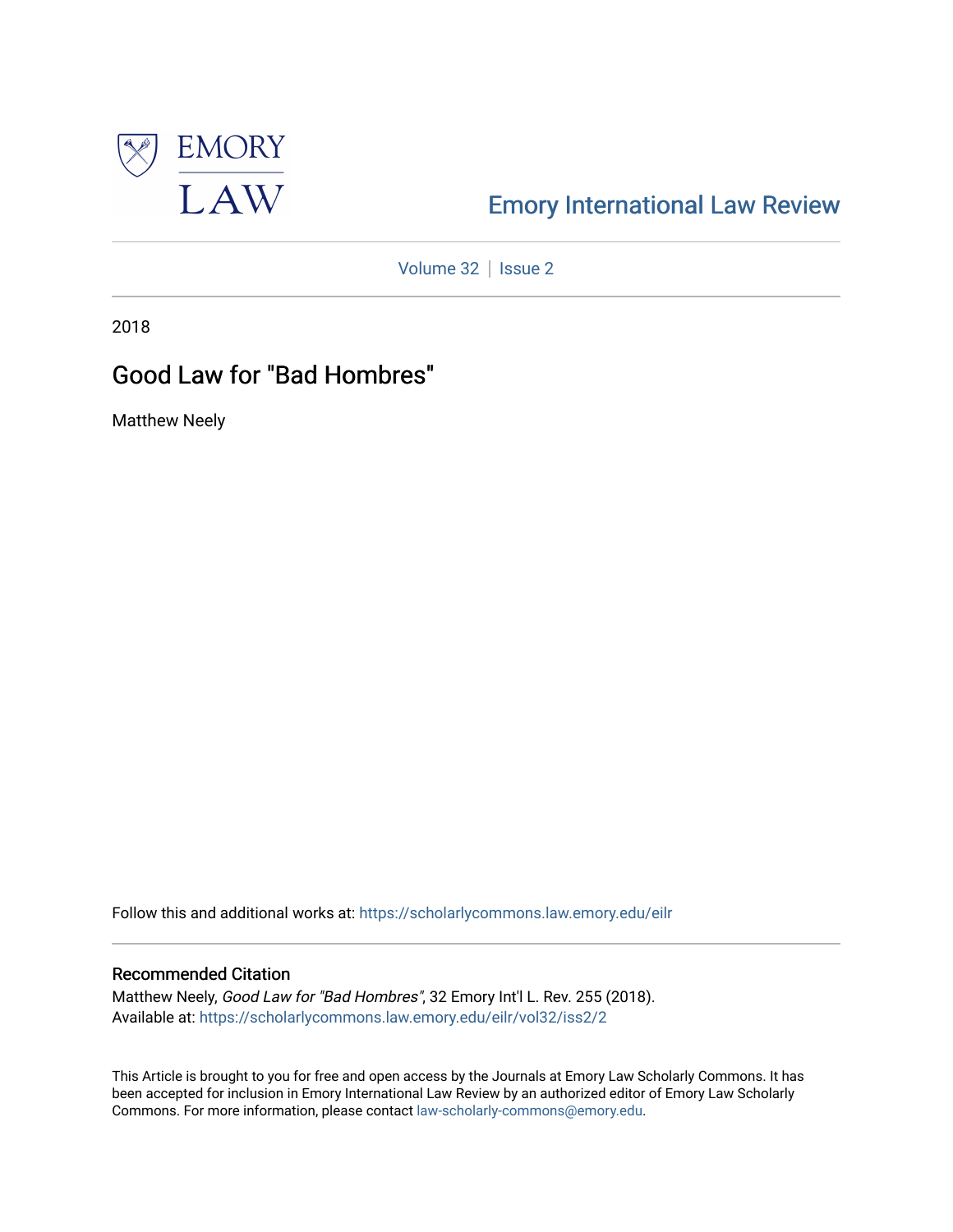Emory International Law Review

Volume 32 | Issue 2

2018

# Good Law for "Bad Hombres"

Matthew Neely

Follow this and additional works at: https://scholarlycommons.law.emory.edu/eilr

## Recommended Citation

Matthew Neely, *Good Law for "Bad Hombres"*, 32 Emory Int'l L. Rev. 255 (2018).
Available at: https://scholarlycommons.law.emory.edu/eilr/vol32/iss2/2

This Article is brought to you for free and open access by the Journals at Emory Law Scholarly Commons. It has been accepted for inclusion in Emory International Law Review by an authorized editor of Emory Law Scholarly Commons. For more information, please contact law-scholarly-commons@emory.edu.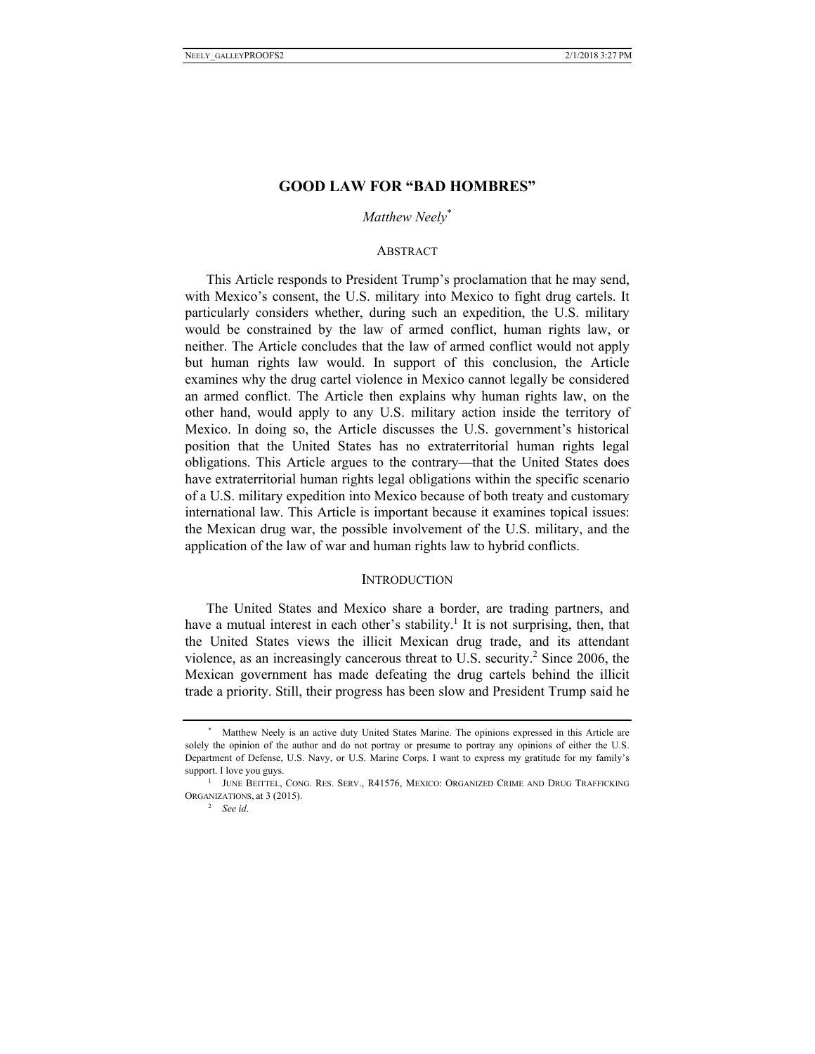# GOOD LAW FOR "BAD HOMBRES"

*Matthew Neely*[*]

## ABSTRACT

This Article responds to President Trump's proclamation that he may send, with Mexico's consent, the U.S. military into Mexico to fight drug cartels. It particularly considers whether, during such an expedition, the U.S. military would be constrained by the law of armed conflict, human rights law, or neither. The Article concludes that the law of armed conflict would not apply but human rights law would. In support of this conclusion, the Article examines why the drug cartel violence in Mexico cannot legally be considered an armed conflict. The Article then explains why human rights law, on the other hand, would apply to any U.S. military action inside the territory of Mexico. In doing so, the Article discusses the U.S. government's historical position that the United States has no extraterritorial human rights legal obligations. This Article argues to the contrary—that the United States does have extraterritorial human rights legal obligations within the specific scenario of a U.S. military expedition into Mexico because of both treaty and customary international law. This Article is important because it examines topical issues: the Mexican drug war, the possible involvement of the U.S. military, and the application of the law of war and human rights law to hybrid conflicts.

## INTRODUCTION

The United States and Mexico share a border, are trading partners, and have a mutual interest in each other's stability.[1] It is not surprising, then, that the United States views the illicit Mexican drug trade, and its attendant violence, as an increasingly cancerous threat to U.S. security.[2] Since 2006, the Mexican government has made defeating the drug cartels behind the illicit trade a priority. Still, their progress has been slow and President Trump said he

---

[*] Matthew Neely is an active duty United States Marine. The opinions expressed in this Article are solely the opinion of the author and do not portray or presume to portray any opinions of either the U.S. Department of Defense, U.S. Navy, or U.S. Marine Corps. I want to express my gratitude for my family's support. I love you guys.

[1] JUNE BEITTEL, CONG. RES. SERV., R41576, MEXICO: ORGANIZED CRIME AND DRUG TRAFFICKING ORGANIZATIONS, at 3 (2015).

[2] *See id*.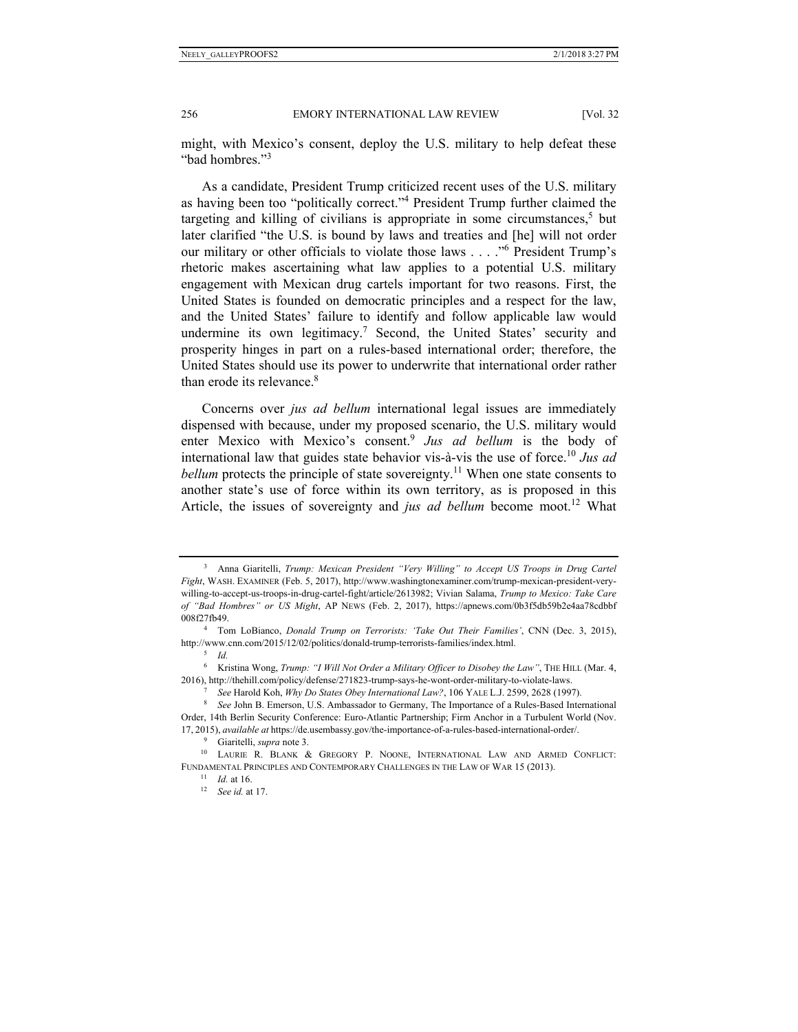might, with Mexico's consent, deploy the U.S. military to help defeat these "bad hombres."[3]

As a candidate, President Trump criticized recent uses of the U.S. military as having been too "politically correct."[4] President Trump further claimed the targeting and killing of civilians is appropriate in some circumstances,[5] but later clarified "the U.S. is bound by laws and treaties and [he] will not order our military or other officials to violate those laws . . . ."[6] President Trump's rhetoric makes ascertaining what law applies to a potential U.S. military engagement with Mexican drug cartels important for two reasons. First, the United States is founded on democratic principles and a respect for the law, and the United States' failure to identify and follow applicable law would undermine its own legitimacy.[7] Second, the United States' security and prosperity hinges in part on a rules-based international order; therefore, the United States should use its power to underwrite that international order rather than erode its relevance.[8]

Concerns over *jus ad bellum* international legal issues are immediately dispensed with because, under my proposed scenario, the U.S. military would enter Mexico with Mexico's consent.[9] *Jus ad bellum* is the body of international law that guides state behavior vis-à-vis the use of force.[10] *Jus ad bellum* protects the principle of state sovereignty.[11] When one state consents to another state's use of force within its own territory, as is proposed in this Article, the issues of sovereignty and *jus ad bellum* become moot.[12] What

---

[3] Anna Giaritelli, *Trump: Mexican President "Very Willing" to Accept US Troops in Drug Cartel Fight*, WASH. EXAMINER (Feb. 5, 2017), http://www.washingtonexaminer.com/trump-mexican-president-very-willing-to-accept-us-troops-in-drug-cartel-fight/article/2613982; Vivian Salama, *Trump to Mexico: Take Care of "Bad Hombres" or US Might*, AP NEWS (Feb. 2, 2017), https://apnews.com/0b3f5db59b2e4aa78cdbbf008f27fb49.

[4] Tom LoBianco, *Donald Trump on Terrorists: 'Take Out Their Families'*, CNN (Dec. 3, 2015), http://www.cnn.com/2015/12/02/politics/donald-trump-terrorists-families/index.html.

[5] *Id.*

[6] Kristina Wong, *Trump: "I Will Not Order a Military Officer to Disobey the Law"*, THE HILL (Mar. 4, 2016), http://thehill.com/policy/defense/271823-trump-says-he-wont-order-military-to-violate-laws.

[7] *See* Harold Koh, *Why Do States Obey International Law?*, 106 YALE L.J. 2599, 2628 (1997).

[8] *See* John B. Emerson, U.S. Ambassador to Germany, The Importance of a Rules-Based International Order, 14th Berlin Security Conference: Euro-Atlantic Partnership; Firm Anchor in a Turbulent World (Nov. 17, 2015), *available at* https://de.usembassy.gov/the-importance-of-a-rules-based-international-order/.

[9] Giaritelli, *supra* note 3.

[10] LAURIE R. BLANK & GREGORY P. NOONE, INTERNATIONAL LAW AND ARMED CONFLICT: FUNDAMENTAL PRINCIPLES AND CONTEMPORARY CHALLENGES IN THE LAW OF WAR 15 (2013).

[11] *Id.* at 16.

[12] *See id.* at 17.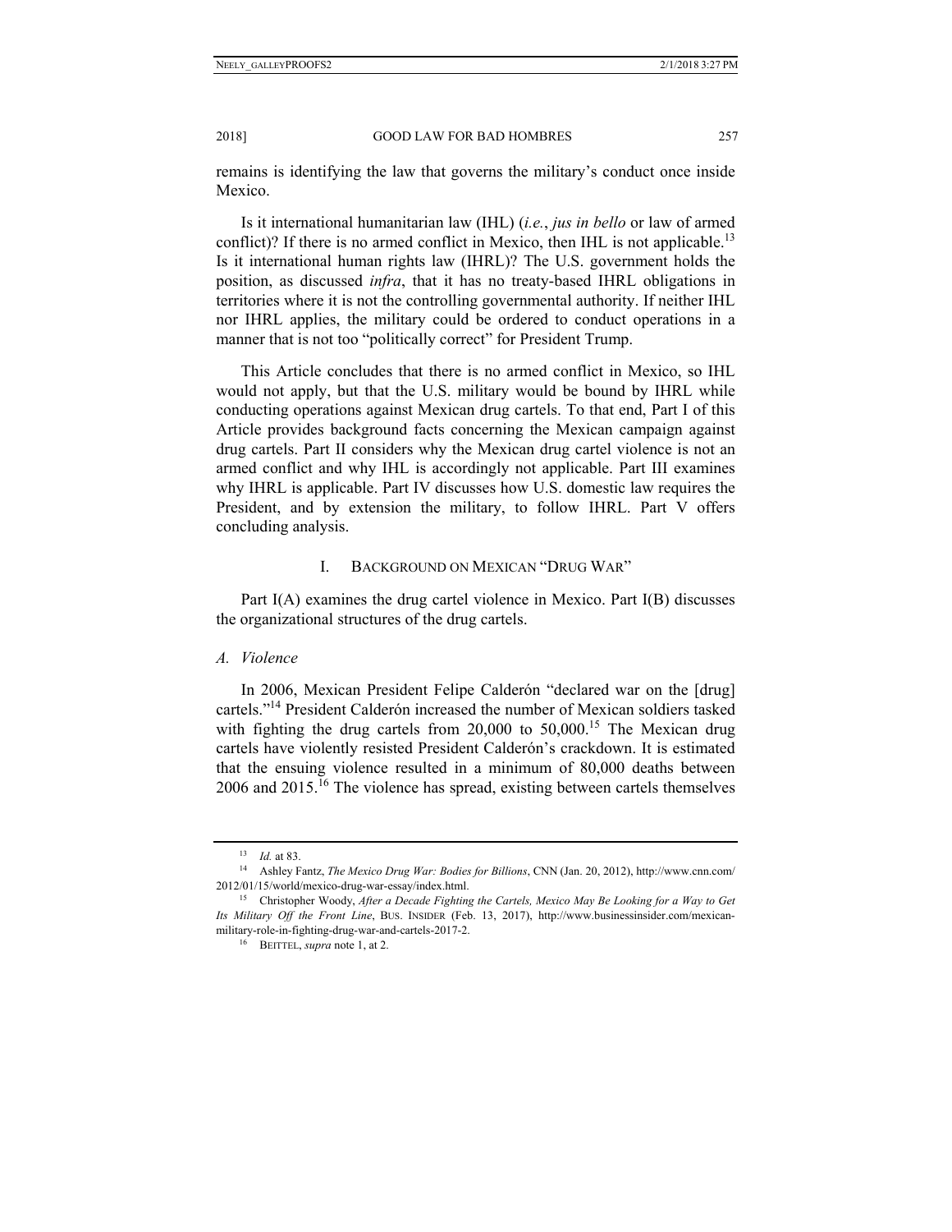remains is identifying the law that governs the military's conduct once inside Mexico.

Is it international humanitarian law (IHL) (*i.e.*, *jus in bello* or law of armed conflict)? If there is no armed conflict in Mexico, then IHL is not applicable.[13] Is it international human rights law (IHRL)? The U.S. government holds the position, as discussed *infra*, that it has no treaty-based IHRL obligations in territories where it is not the controlling governmental authority. If neither IHL nor IHRL applies, the military could be ordered to conduct operations in a manner that is not too "politically correct" for President Trump.

This Article concludes that there is no armed conflict in Mexico, so IHL would not apply, but that the U.S. military would be bound by IHRL while conducting operations against Mexican drug cartels. To that end, Part I of this Article provides background facts concerning the Mexican campaign against drug cartels. Part II considers why the Mexican drug cartel violence is not an armed conflict and why IHL is accordingly not applicable. Part III examines why IHRL is applicable. Part IV discusses how U.S. domestic law requires the President, and by extension the military, to follow IHRL. Part V offers concluding analysis.

## I. BACKGROUND ON MEXICAN "DRUG WAR"

Part I(A) examines the drug cartel violence in Mexico. Part I(B) discusses the organizational structures of the drug cartels.

### *A. Violence*

In 2006, Mexican President Felipe Calderón "declared war on the [drug] cartels."[14] President Calderón increased the number of Mexican soldiers tasked with fighting the drug cartels from 20,000 to 50,000.[15] The Mexican drug cartels have violently resisted President Calderón's crackdown. It is estimated that the ensuing violence resulted in a minimum of 80,000 deaths between 2006 and 2015.[16] The violence has spread, existing between cartels themselves

---

[13] *Id.* at 83.

[14] Ashley Fantz, *The Mexico Drug War: Bodies for Billions*, CNN (Jan. 20, 2012), http://www.cnn.com/2012/01/15/world/mexico-drug-war-essay/index.html.

[15] Christopher Woody, *After a Decade Fighting the Cartels, Mexico May Be Looking for a Way to Get Its Military Off the Front Line*, BUS. INSIDER (Feb. 13, 2017), http://www.businessinsider.com/mexican-military-role-in-fighting-drug-war-and-cartels-2017-2.

[16] BEITTEL, *supra* note 1, at 2.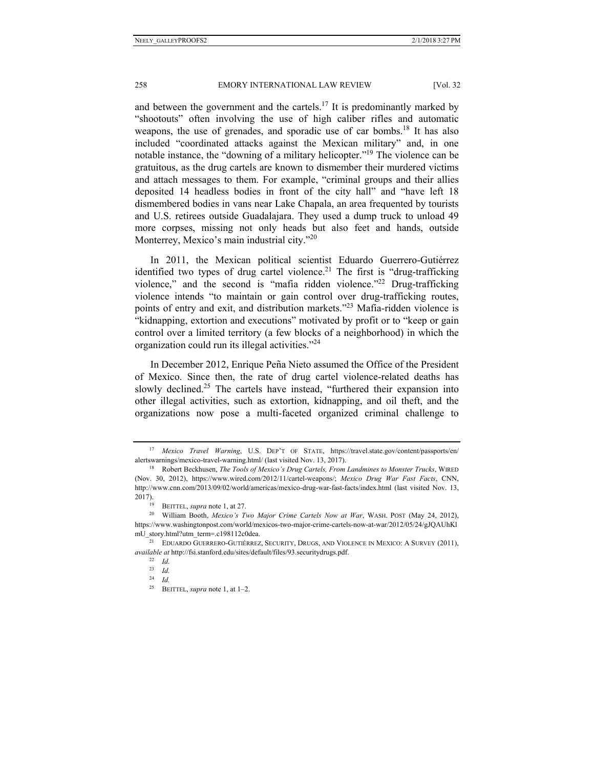and between the government and the cartels.[17] It is predominantly marked by "shootouts" often involving the use of high caliber rifles and automatic weapons, the use of grenades, and sporadic use of car bombs.[18] It has also included "coordinated attacks against the Mexican military" and, in one notable instance, the "downing of a military helicopter."[19] The violence can be gratuitous, as the drug cartels are known to dismember their murdered victims and attach messages to them. For example, "criminal groups and their allies deposited 14 headless bodies in front of the city hall" and "have left 18 dismembered bodies in vans near Lake Chapala, an area frequented by tourists and U.S. retirees outside Guadalajara. They used a dump truck to unload 49 more corpses, missing not only heads but also feet and hands, outside Monterrey, Mexico's main industrial city."[20]

In 2011, the Mexican political scientist Eduardo Guerrero-Gutiérrez identified two types of drug cartel violence.[21] The first is "drug-trafficking violence," and the second is "mafia ridden violence."[22] Drug-trafficking violence intends "to maintain or gain control over drug-trafficking routes, points of entry and exit, and distribution markets."[23] Mafia-ridden violence is "kidnapping, extortion and executions" motivated by profit or to "keep or gain control over a limited territory (a few blocks of a neighborhood) in which the organization could run its illegal activities."[24]

In December 2012, Enrique Peña Nieto assumed the Office of the President of Mexico. Since then, the rate of drug cartel violence-related deaths has slowly declined.[25] The cartels have instead, "furthered their expansion into other illegal activities, such as extortion, kidnapping, and oil theft, and the organizations now pose a multi-faceted organized criminal challenge to

---

[17] *Mexico Travel Warning*, U.S. DEP'T OF STATE, https://travel.state.gov/content/passports/en/alertswarnings/mexico-travel-warning.html/ (last visited Nov. 13, 2017).

[18] Robert Beckhusen, *The Tools of Mexico's Drug Cartels, From Landmines to Monster Trucks*, WIRED (Nov. 30, 2012), https://www.wired.com/2012/11/cartel-weapons/; *Mexico Drug War Fast Facts*, CNN, http://www.cnn.com/2013/09/02/world/americas/mexico-drug-war-fast-facts/index.html (last visited Nov. 13, 2017).

[19] BEITTEL, *supra* note 1, at 27.

[20] William Booth, *Mexico's Two Major Crime Cartels Now at War*, WASH. POST (May 24, 2012), https://www.washingtonpost.com/world/mexicos-two-major-crime-cartels-now-at-war/2012/05/24/gJQAUhKlmU_story.html?utm_term=.c198112c0dea.

[21] EDUARDO GUERRERO-GUTIÉRREZ, SECURITY, DRUGS, AND VIOLENCE IN MEXICO: A SURVEY (2011), *available at* http://fsi.stanford.edu/sites/default/files/93.securitydrugs.pdf.

[22] *Id.*

[23] *Id.*

[24] *Id.*

[25] BEITTEL, *supra* note 1, at 1–2.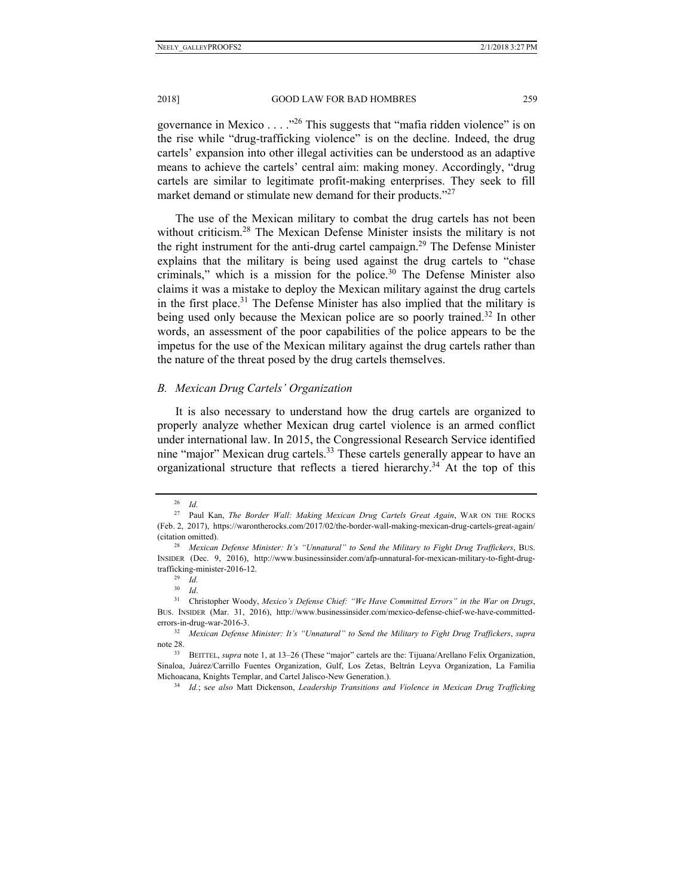governance in Mexico . . . ."[26] This suggests that "mafia ridden violence" is on the rise while "drug-trafficking violence" is on the decline. Indeed, the drug cartels' expansion into other illegal activities can be understood as an adaptive means to achieve the cartels' central aim: making money. Accordingly, "drug cartels are similar to legitimate profit-making enterprises. They seek to fill market demand or stimulate new demand for their products."[27]

The use of the Mexican military to combat the drug cartels has not been without criticism.[28] The Mexican Defense Minister insists the military is not the right instrument for the anti-drug cartel campaign.[29] The Defense Minister explains that the military is being used against the drug cartels to "chase criminals," which is a mission for the police.[30] The Defense Minister also claims it was a mistake to deploy the Mexican military against the drug cartels in the first place.[31] The Defense Minister has also implied that the military is being used only because the Mexican police are so poorly trained.[32] In other words, an assessment of the poor capabilities of the police appears to be the impetus for the use of the Mexican military against the drug cartels rather than the nature of the threat posed by the drug cartels themselves.

### *B. Mexican Drug Cartels' Organization*

It is also necessary to understand how the drug cartels are organized to properly analyze whether Mexican drug cartel violence is an armed conflict under international law. In 2015, the Congressional Research Service identified nine "major" Mexican drug cartels.[33] These cartels generally appear to have an organizational structure that reflects a tiered hierarchy.[34] At the top of this

---

[26] *Id.*

[27] Paul Kan, *The Border Wall: Making Mexican Drug Cartels Great Again*, WAR ON THE ROCKS (Feb. 2, 2017), https://warontherocks.com/2017/02/the-border-wall-making-mexican-drug-cartels-great-again/ (citation omitted).

[28] *Mexican Defense Minister: It's "Unnatural" to Send the Military to Fight Drug Traffickers*, BUS. INSIDER (Dec. 9, 2016), http://www.businessinsider.com/afp-unnatural-for-mexican-military-to-fight-drug-trafficking-minister-2016-12.

[29] *Id.*

[30] *Id*.

[31] Christopher Woody, *Mexico's Defense Chief: "We Have Committed Errors" in the War on Drugs*, BUS. INSIDER (Mar. 31, 2016), http://www.businessinsider.com/mexico-defense-chief-we-have-committed-errors-in-drug-war-2016-3.

[32] *Mexican Defense Minister: It's "Unnatural" to Send the Military to Fight Drug Traffickers*, *supra* note 28.

[33] BEITTEL, *supra* note 1, at 13–26 (These "major" cartels are the: Tijuana/Arellano Felix Organization, Sinaloa, Juárez/Carrillo Fuentes Organization, Gulf, Los Zetas, Beltrán Leyva Organization, La Familia Michoacana, Knights Templar, and Cartel Jalisco-New Generation.).

[34] *Id.*; *see also* Matt Dickenson, *Leadership Transitions and Violence in Mexican Drug Trafficking*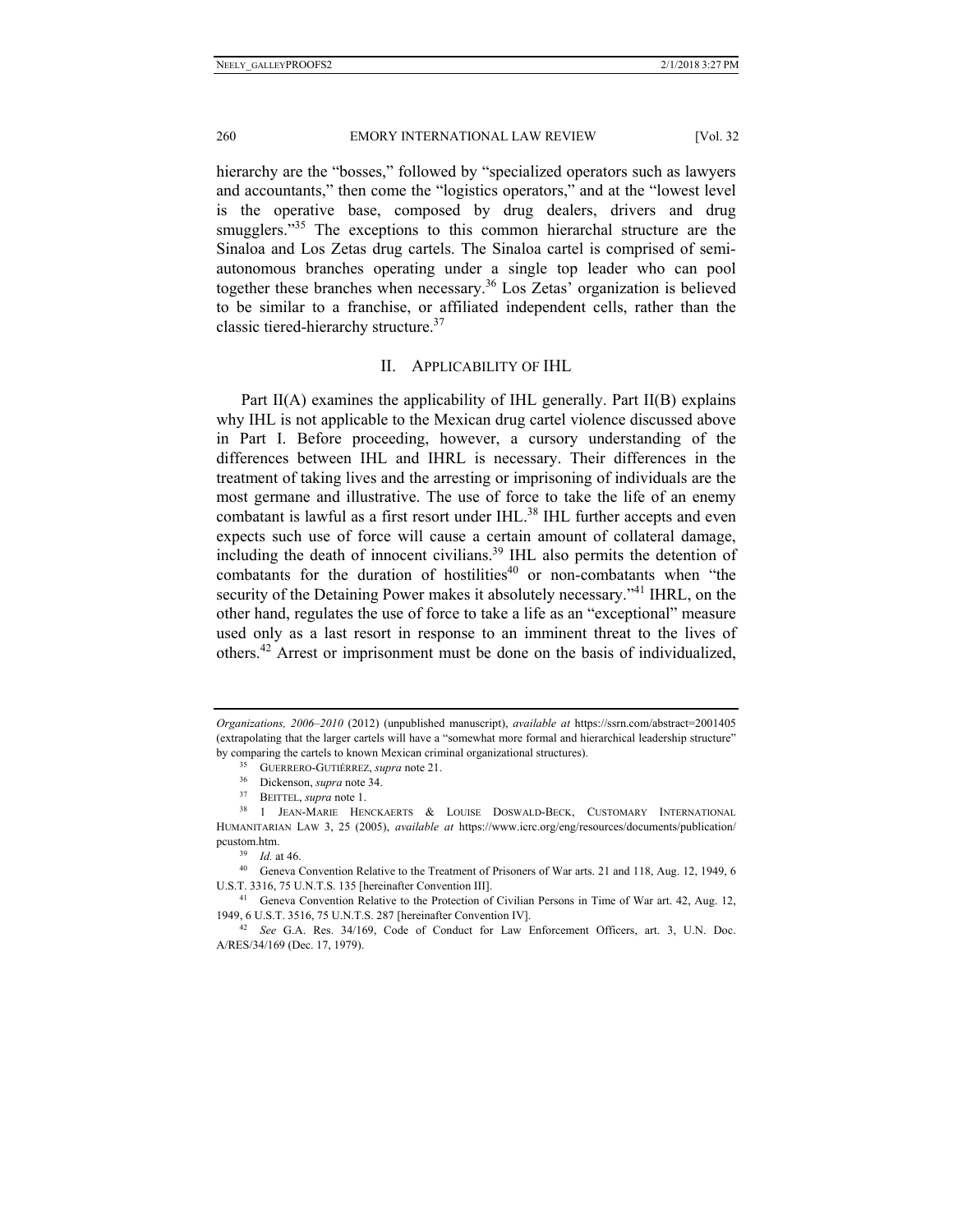hierarchy are the "bosses," followed by "specialized operators such as lawyers and accountants," then come the "logistics operators," and at the "lowest level is the operative base, composed by drug dealers, drivers and drug smugglers."[35] The exceptions to this common hierarchal structure are the Sinaloa and Los Zetas drug cartels. The Sinaloa cartel is comprised of semi-autonomous branches operating under a single top leader who can pool together these branches when necessary.[36] Los Zetas' organization is believed to be similar to a franchise, or affiliated independent cells, rather than the classic tiered-hierarchy structure.[37]

## II. APPLICABILITY OF IHL

Part II(A) examines the applicability of IHL generally. Part II(B) explains why IHL is not applicable to the Mexican drug cartel violence discussed above in Part I. Before proceeding, however, a cursory understanding of the differences between IHL and IHRL is necessary. Their differences in the treatment of taking lives and the arresting or imprisoning of individuals are the most germane and illustrative. The use of force to take the life of an enemy combatant is lawful as a first resort under IHL.[38] IHL further accepts and even expects such use of force will cause a certain amount of collateral damage, including the death of innocent civilians.[39] IHL also permits the detention of combatants for the duration of hostilities[40] or non-combatants when "the security of the Detaining Power makes it absolutely necessary."[41] IHRL, on the other hand, regulates the use of force to take a life as an "exceptional" measure used only as a last resort in response to an imminent threat to the lives of others.[42] Arrest or imprisonment must be done on the basis of individualized,

---

*Organizations, 2006–2010* (2012) (unpublished manuscript), *available at* https://ssrn.com/abstract=2001405 (extrapolating that the larger cartels will have a "somewhat more formal and hierarchical leadership structure" by comparing the cartels to known Mexican criminal organizational structures).

[35] GUERRERO-GUTIÉRREZ, *supra* note 21.

[36] Dickenson, *supra* note 34.

[37] BEITTEL, *supra* note 1.

[38] 1 JEAN-MARIE HENCKAERTS & LOUISE DOSWALD-BECK, CUSTOMARY INTERNATIONAL HUMANITARIAN LAW 3, 25 (2005), *available at* https://www.icrc.org/eng/resources/documents/publication/pcustom.htm.

[39] *Id.* at 46.

[40] Geneva Convention Relative to the Treatment of Prisoners of War arts. 21 and 118, Aug. 12, 1949, 6 U.S.T. 3316, 75 U.N.T.S. 135 [hereinafter Convention III].

[41] Geneva Convention Relative to the Protection of Civilian Persons in Time of War art. 42, Aug. 12, 1949, 6 U.S.T. 3516, 75 U.N.T.S. 287 [hereinafter Convention IV].

[42] *See* G.A. Res. 34/169, Code of Conduct for Law Enforcement Officers, art. 3, U.N. Doc. A/RES/34/169 (Dec. 17, 1979).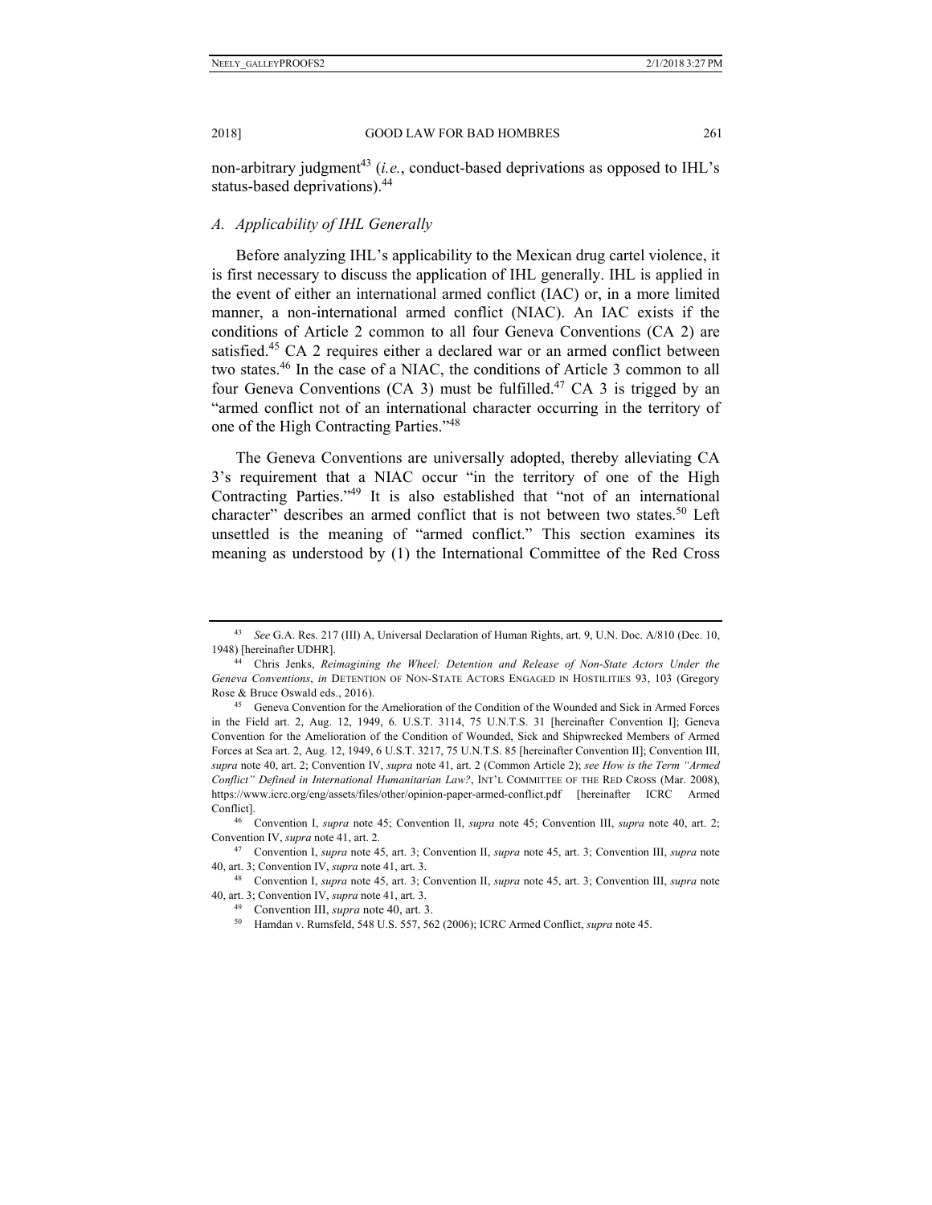non-arbitrary judgment[43] (*i.e.*, conduct-based deprivations as opposed to IHL's status-based deprivations).[44]

### *A. Applicability of IHL Generally*

Before analyzing IHL's applicability to the Mexican drug cartel violence, it is first necessary to discuss the application of IHL generally. IHL is applied in the event of either an international armed conflict (IAC) or, in a more limited manner, a non-international armed conflict (NIAC). An IAC exists if the conditions of Article 2 common to all four Geneva Conventions (CA 2) are satisfied.[45] CA 2 requires either a declared war or an armed conflict between two states.[46] In the case of a NIAC, the conditions of Article 3 common to all four Geneva Conventions (CA 3) must be fulfilled.[47] CA 3 is trigged by an "armed conflict not of an international character occurring in the territory of one of the High Contracting Parties."[48]

The Geneva Conventions are universally adopted, thereby alleviating CA 3's requirement that a NIAC occur "in the territory of one of the High Contracting Parties."[49] It is also established that "not of an international character" describes an armed conflict that is not between two states.[50] Left unsettled is the meaning of "armed conflict." This section examines its meaning as understood by (1) the International Committee of the Red Cross

---

[43] *See* G.A. Res. 217 (III) A, Universal Declaration of Human Rights, art. 9, U.N. Doc. A/810 (Dec. 10, 1948) [hereinafter UDHR].

[44] Chris Jenks, *Reimagining the Wheel: Detention and Release of Non-State Actors Under the Geneva Conventions*, *in* DETENTION OF NON-STATE ACTORS ENGAGED IN HOSTILITIES 93, 103 (Gregory Rose & Bruce Oswald eds., 2016).

[45] Geneva Convention for the Amelioration of the Condition of the Wounded and Sick in Armed Forces in the Field art. 2, Aug. 12, 1949, 6. U.S.T. 3114, 75 U.N.T.S. 31 [hereinafter Convention I]; Geneva Convention for the Amelioration of the Condition of Wounded, Sick and Shipwrecked Members of Armed Forces at Sea art. 2, Aug. 12, 1949, 6 U.S.T. 3217, 75 U.N.T.S. 85 [hereinafter Convention II]; Convention III, *supra* note 40, art. 2; Convention IV, *supra* note 41, art. 2 (Common Article 2); *see How is the Term "Armed Conflict" Defined in International Humanitarian Law?*, INT'L COMMITTEE OF THE RED CROSS (Mar. 2008), https://www.icrc.org/eng/assets/files/other/opinion-paper-armed-conflict.pdf [hereinafter ICRC Armed Conflict].

[46] Convention I, *supra* note 45; Convention II, *supra* note 45; Convention III, *supra* note 40, art. 2; Convention IV, *supra* note 41, art. 2.

[47] Convention I, *supra* note 45, art. 3; Convention II, *supra* note 45, art. 3; Convention III, *supra* note 40, art. 3; Convention IV, *supra* note 41, art. 3.

[48] Convention I, *supra* note 45, art. 3; Convention II, *supra* note 45, art. 3; Convention III, *supra* note 40, art. 3; Convention IV, *supra* note 41, art. 3.

[49] Convention III, *supra* note 40, art. 3.

[50] Hamdan v. Rumsfeld, 548 U.S. 557, 562 (2006); ICRC Armed Conflict, *supra* note 45.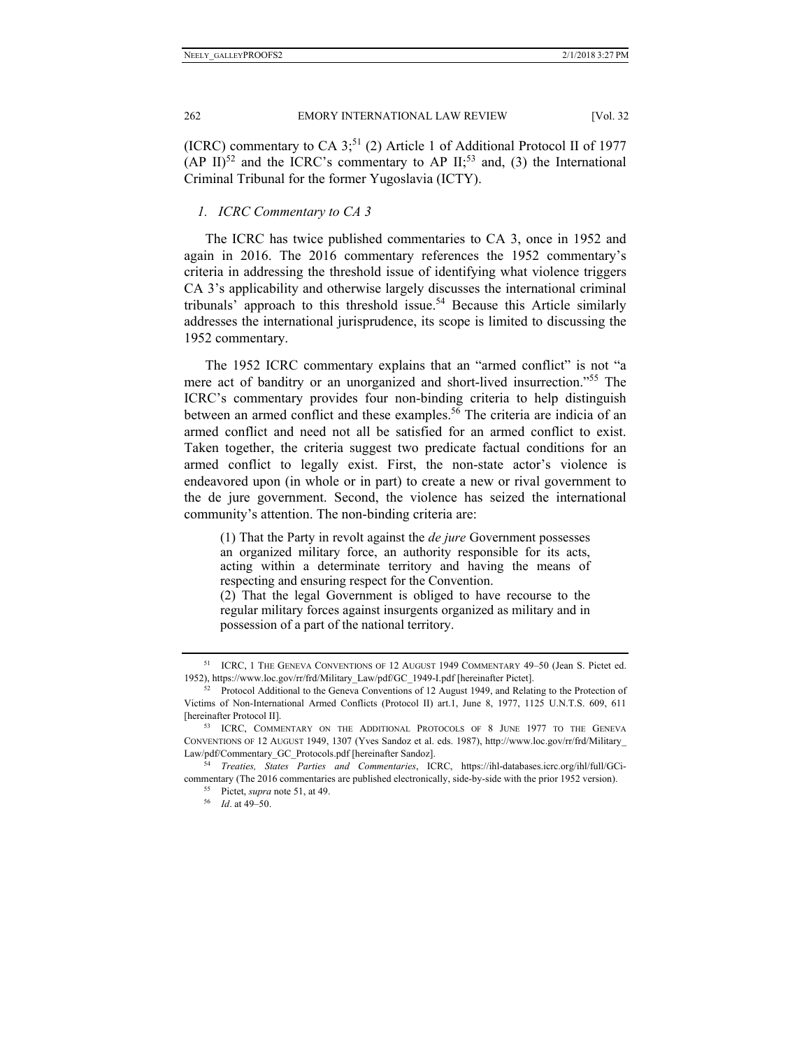(ICRC) commentary to CA 3;[51] (2) Article 1 of Additional Protocol II of 1977 (AP II)[52] and the ICRC's commentary to AP II;[53] and, (3) the International Criminal Tribunal for the former Yugoslavia (ICTY).

### *1. ICRC Commentary to CA 3*

The ICRC has twice published commentaries to CA 3, once in 1952 and again in 2016. The 2016 commentary references the 1952 commentary's criteria in addressing the threshold issue of identifying what violence triggers CA 3's applicability and otherwise largely discusses the international criminal tribunals' approach to this threshold issue.[54] Because this Article similarly addresses the international jurisprudence, its scope is limited to discussing the 1952 commentary.

The 1952 ICRC commentary explains that an "armed conflict" is not "a mere act of banditry or an unorganized and short-lived insurrection."[55] The ICRC's commentary provides four non-binding criteria to help distinguish between an armed conflict and these examples.[56] The criteria are indicia of an armed conflict and need not all be satisfied for an armed conflict to exist. Taken together, the criteria suggest two predicate factual conditions for an armed conflict to legally exist. First, the non-state actor's violence is endeavored upon (in whole or in part) to create a new or rival government to the de jure government. Second, the violence has seized the international community's attention. The non-binding criteria are:

> (1) That the Party in revolt against the *de jure* Government possesses an organized military force, an authority responsible for its acts, acting within a determinate territory and having the means of respecting and ensuring respect for the Convention.
> (2) That the legal Government is obliged to have recourse to the regular military forces against insurgents organized as military and in possession of a part of the national territory.

---

[51] ICRC, 1 THE GENEVA CONVENTIONS OF 12 AUGUST 1949 COMMENTARY 49–50 (Jean S. Pictet ed. 1952), https://www.loc.gov/rr/frd/Military_Law/pdf/GC_1949-I.pdf [hereinafter Pictet].

[52] Protocol Additional to the Geneva Conventions of 12 August 1949, and Relating to the Protection of Victims of Non-International Armed Conflicts (Protocol II) art.1, June 8, 1977, 1125 U.N.T.S. 609, 611 [hereinafter Protocol II].

[53] ICRC, COMMENTARY ON THE ADDITIONAL PROTOCOLS OF 8 JUNE 1977 TO THE GENEVA CONVENTIONS OF 12 AUGUST 1949, 1307 (Yves Sandoz et al. eds. 1987), http://www.loc.gov/rr/frd/Military_Law/pdf/Commentary_GC_Protocols.pdf [hereinafter Sandoz].

[54] *Treaties, States Parties and Commentaries*, ICRC, https://ihl-databases.icrc.org/ihl/full/GCi-commentary (The 2016 commentaries are published electronically, side-by-side with the prior 1952 version).

[55] Pictet, *supra* note 51, at 49.

[56] *Id*. at 49–50.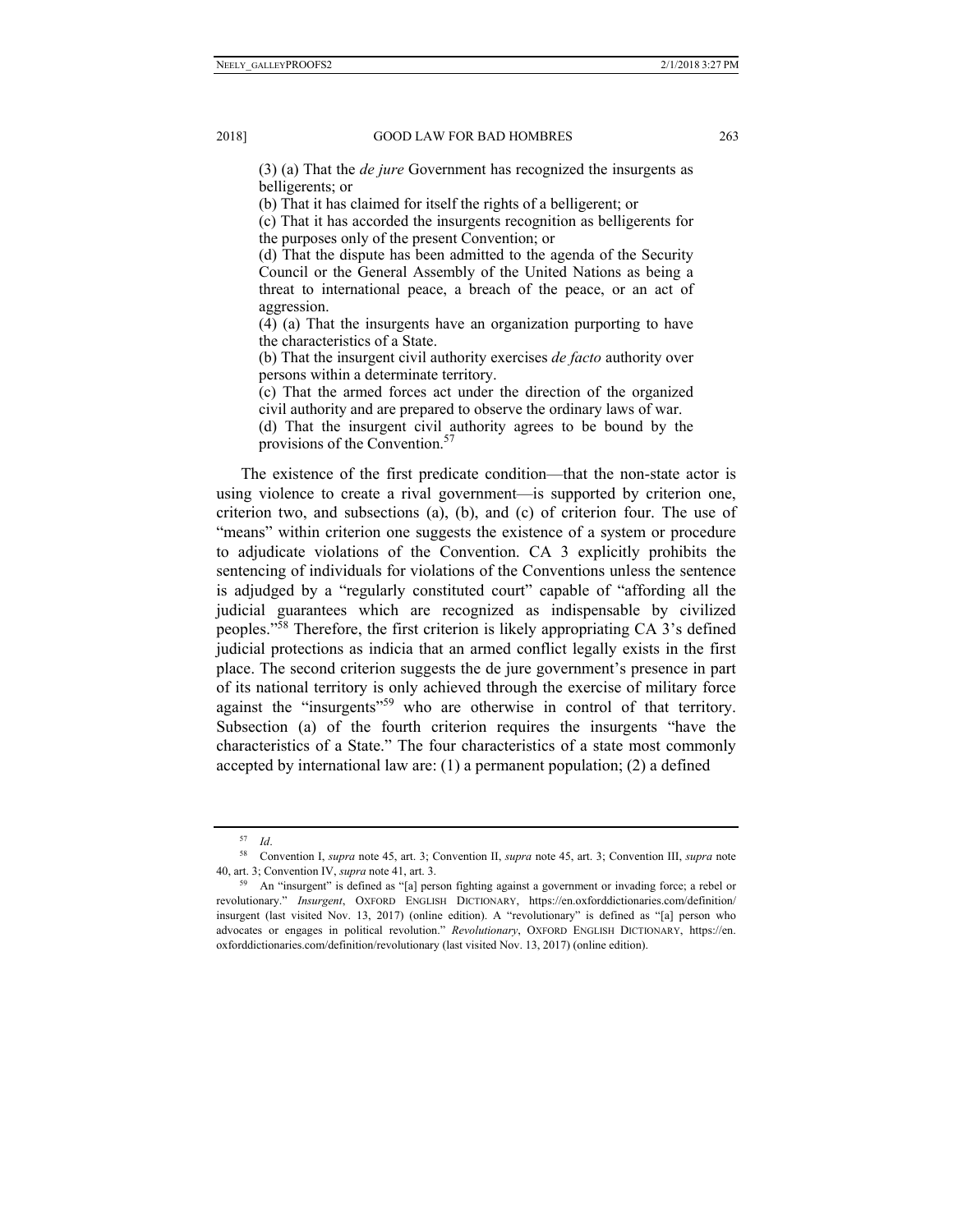> (3) (a) That the *de jure* Government has recognized the insurgents as belligerents; or
>
> (b) That it has claimed for itself the rights of a belligerent; or
>
> (c) That it has accorded the insurgents recognition as belligerents for the purposes only of the present Convention; or
>
> (d) That the dispute has been admitted to the agenda of the Security Council or the General Assembly of the United Nations as being a threat to international peace, a breach of the peace, or an act of aggression.
>
> (4) (a) That the insurgents have an organization purporting to have the characteristics of a State.
>
> (b) That the insurgent civil authority exercises *de facto* authority over persons within a determinate territory.
>
> (c) That the armed forces act under the direction of the organized civil authority and are prepared to observe the ordinary laws of war.
>
> (d) That the insurgent civil authority agrees to be bound by the provisions of the Convention.[57]

The existence of the first predicate condition—that the non-state actor is using violence to create a rival government—is supported by criterion one, criterion two, and subsections (a), (b), and (c) of criterion four. The use of "means" within criterion one suggests the existence of a system or procedure to adjudicate violations of the Convention. CA 3 explicitly prohibits the sentencing of individuals for violations of the Conventions unless the sentence is adjudged by a "regularly constituted court" capable of "affording all the judicial guarantees which are recognized as indispensable by civilized peoples."[58] Therefore, the first criterion is likely appropriating CA 3's defined judicial protections as indicia that an armed conflict legally exists in the first place. The second criterion suggests the de jure government's presence in part of its national territory is only achieved through the exercise of military force against the "insurgents"[59] who are otherwise in control of that territory. Subsection (a) of the fourth criterion requires the insurgents "have the characteristics of a State." The four characteristics of a state most commonly accepted by international law are: (1) a permanent population; (2) a defined

---

[57] *Id*.

[58] Convention I, *supra* note 45, art. 3; Convention II, *supra* note 45, art. 3; Convention III, *supra* note 40, art. 3; Convention IV, *supra* note 41, art. 3.

[59] An "insurgent" is defined as "[a] person fighting against a government or invading force; a rebel or revolutionary." *Insurgent*, OXFORD ENGLISH DICTIONARY, https://en.oxforddictionaries.com/definition/insurgent (last visited Nov. 13, 2017) (online edition). A "revolutionary" is defined as "[a] person who advocates or engages in political revolution." *Revolutionary*, OXFORD ENGLISH DICTIONARY, https://en.oxforddictionaries.com/definition/revolutionary (last visited Nov. 13, 2017) (online edition).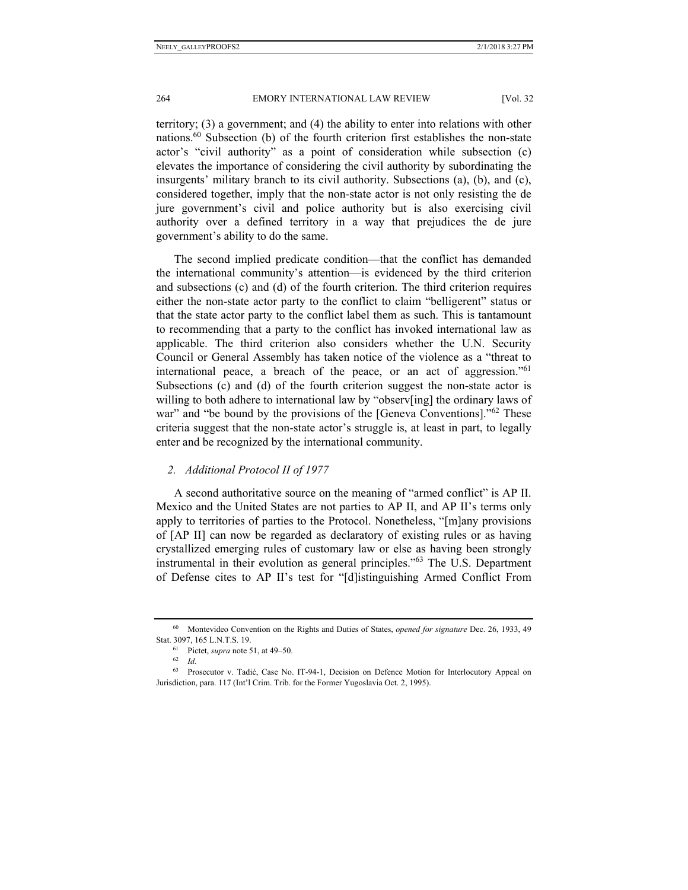territory; (3) a government; and (4) the ability to enter into relations with other nations.[60] Subsection (b) of the fourth criterion first establishes the non-state actor's "civil authority" as a point of consideration while subsection (c) elevates the importance of considering the civil authority by subordinating the insurgents' military branch to its civil authority. Subsections (a), (b), and (c), considered together, imply that the non-state actor is not only resisting the de jure government's civil and police authority but is also exercising civil authority over a defined territory in a way that prejudices the de jure government's ability to do the same.

The second implied predicate condition—that the conflict has demanded the international community's attention—is evidenced by the third criterion and subsections (c) and (d) of the fourth criterion. The third criterion requires either the non-state actor party to the conflict to claim "belligerent" status or that the state actor party to the conflict label them as such. This is tantamount to recommending that a party to the conflict has invoked international law as applicable. The third criterion also considers whether the U.N. Security Council or General Assembly has taken notice of the violence as a "threat to international peace, a breach of the peace, or an act of aggression."[61] Subsections (c) and (d) of the fourth criterion suggest the non-state actor is willing to both adhere to international law by "observ[ing] the ordinary laws of war" and "be bound by the provisions of the [Geneva Conventions]."[62] These criteria suggest that the non-state actor's struggle is, at least in part, to legally enter and be recognized by the international community.

### *2. Additional Protocol II of 1977*

A second authoritative source on the meaning of "armed conflict" is AP II. Mexico and the United States are not parties to AP II, and AP II's terms only apply to territories of parties to the Protocol. Nonetheless, "[m]any provisions of [AP II] can now be regarded as declaratory of existing rules or as having crystallized emerging rules of customary law or else as having been strongly instrumental in their evolution as general principles."[63] The U.S. Department of Defense cites to AP II's test for "[d]istinguishing Armed Conflict From

---

[60] Montevideo Convention on the Rights and Duties of States, *opened for signature* Dec. 26, 1933, 49 Stat. 3097, 165 L.N.T.S. 19.

[61] Pictet, *supra* note 51, at 49–50.

[62] *Id.*

[63] Prosecutor v. Tadić, Case No. IT-94-1, Decision on Defence Motion for Interlocutory Appeal on Jurisdiction, para. 117 (Int'l Crim. Trib. for the Former Yugoslavia Oct. 2, 1995).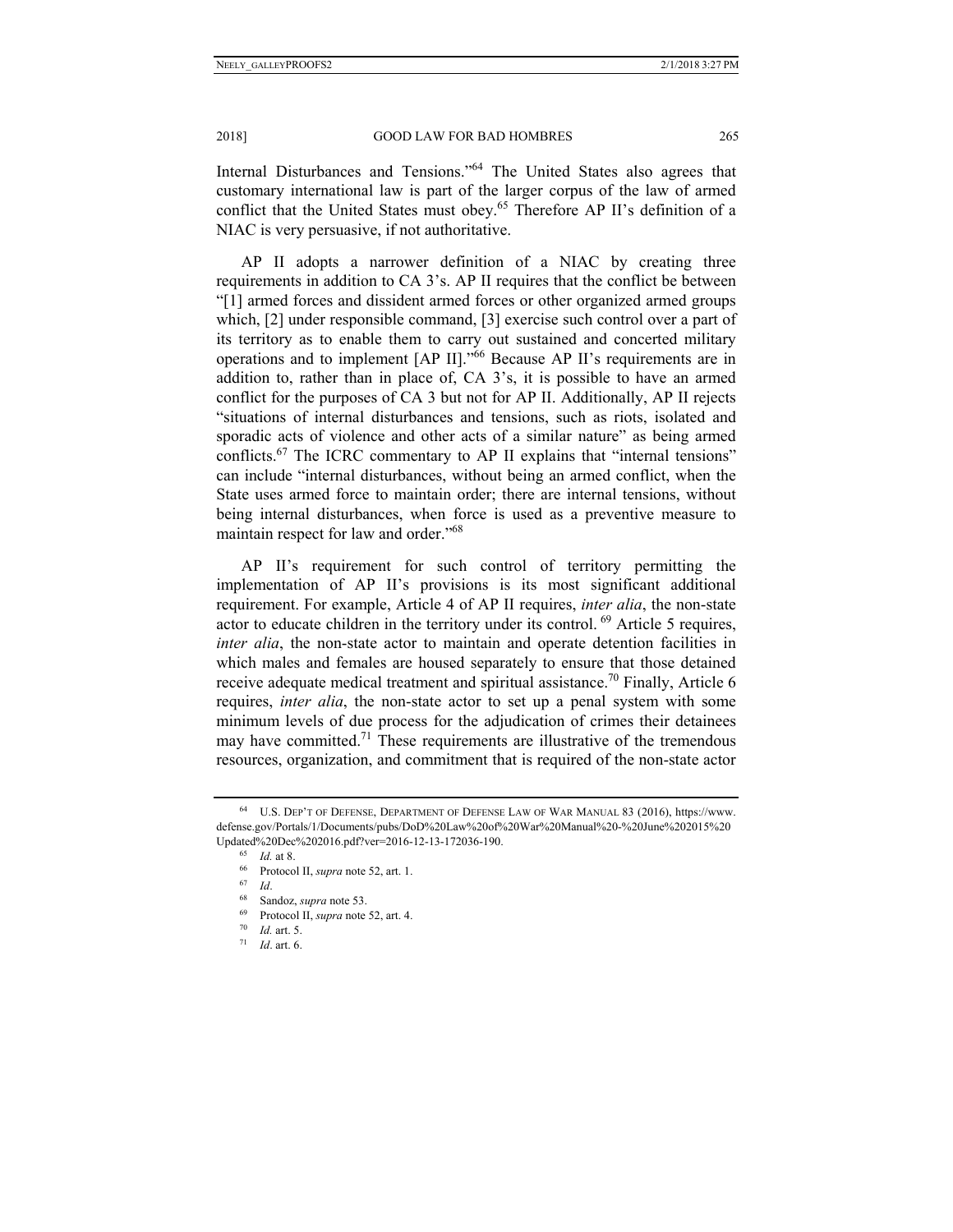Internal Disturbances and Tensions."[64] The United States also agrees that customary international law is part of the larger corpus of the law of armed conflict that the United States must obey.[65] Therefore AP II's definition of a NIAC is very persuasive, if not authoritative.

AP II adopts a narrower definition of a NIAC by creating three requirements in addition to CA 3's. AP II requires that the conflict be between "[1] armed forces and dissident armed forces or other organized armed groups which, [2] under responsible command, [3] exercise such control over a part of its territory as to enable them to carry out sustained and concerted military operations and to implement [AP II]."[66] Because AP II's requirements are in addition to, rather than in place of, CA 3's, it is possible to have an armed conflict for the purposes of CA 3 but not for AP II. Additionally, AP II rejects "situations of internal disturbances and tensions, such as riots, isolated and sporadic acts of violence and other acts of a similar nature" as being armed conflicts.[67] The ICRC commentary to AP II explains that "internal tensions" can include "internal disturbances, without being an armed conflict, when the State uses armed force to maintain order; there are internal tensions, without being internal disturbances, when force is used as a preventive measure to maintain respect for law and order."[68]

AP II's requirement for such control of territory permitting the implementation of AP II's provisions is its most significant additional requirement. For example, Article 4 of AP II requires, *inter alia*, the non-state actor to educate children in the territory under its control.[69] Article 5 requires, *inter alia*, the non-state actor to maintain and operate detention facilities in which males and females are housed separately to ensure that those detained receive adequate medical treatment and spiritual assistance.[70] Finally, Article 6 requires, *inter alia*, the non-state actor to set up a penal system with some minimum levels of due process for the adjudication of crimes their detainees may have committed.[71] These requirements are illustrative of the tremendous resources, organization, and commitment that is required of the non-state actor

---

[64] U.S. DEP'T OF DEFENSE, DEPARTMENT OF DEFENSE LAW OF WAR MANUAL 83 (2016), https://www.defense.gov/Portals/1/Documents/pubs/DoD%20Law%20of%20War%20Manual%20-%20June%202015%20Updated%20Dec%202016.pdf?ver=2016-12-13-172036-190.

[65] *Id.* at 8.

[66] Protocol II, *supra* note 52, art. 1.

[67] *Id*.

[68] Sandoz, *supra* note 53.

[69] Protocol II, *supra* note 52, art. 4.

[70] *Id.* art. 5.

[71] *Id*. art. 6.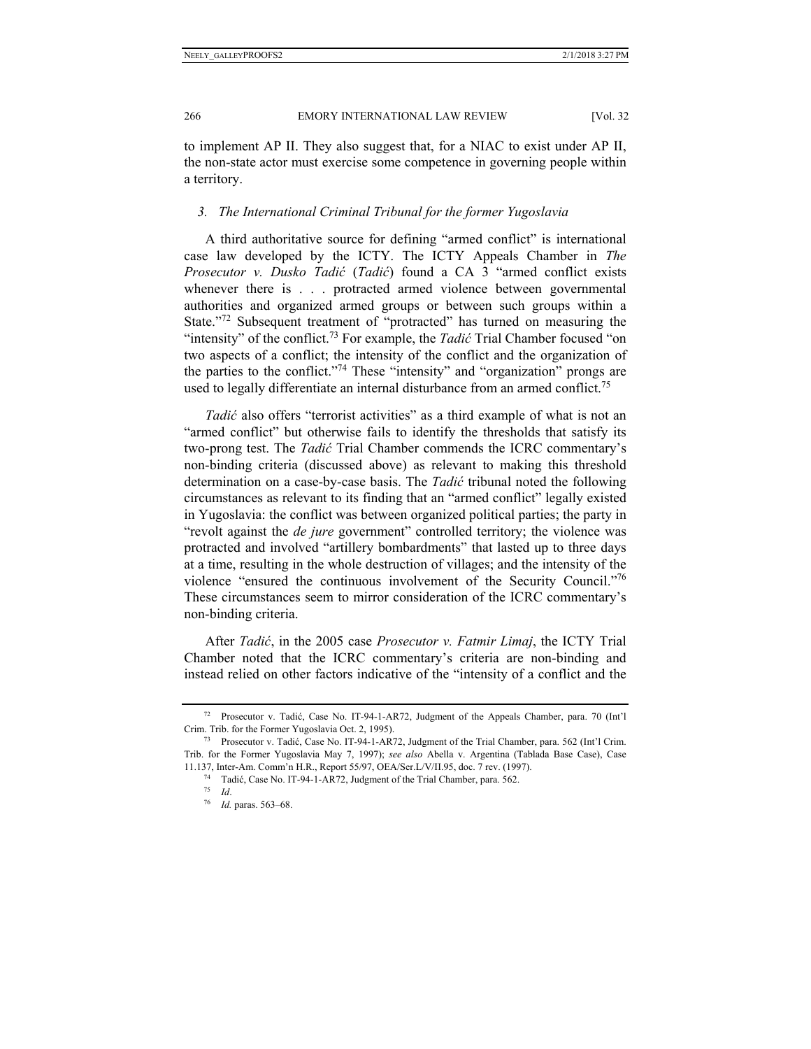to implement AP II. They also suggest that, for a NIAC to exist under AP II, the non-state actor must exercise some competence in governing people within a territory.

### 3. *The International Criminal Tribunal for the former Yugoslavia*

A third authoritative source for defining "armed conflict" is international case law developed by the ICTY. The ICTY Appeals Chamber in *The Prosecutor v. Dusko Tadić* (*Tadić*) found a CA 3 "armed conflict exists whenever there is . . . protracted armed violence between governmental authorities and organized armed groups or between such groups within a State."[72] Subsequent treatment of "protracted" has turned on measuring the "intensity" of the conflict.[73] For example, the *Tadić* Trial Chamber focused "on two aspects of a conflict; the intensity of the conflict and the organization of the parties to the conflict."[74] These "intensity" and "organization" prongs are used to legally differentiate an internal disturbance from an armed conflict.[75]

*Tadić* also offers "terrorist activities" as a third example of what is not an "armed conflict" but otherwise fails to identify the thresholds that satisfy its two-prong test. The *Tadić* Trial Chamber commends the ICRC commentary's non-binding criteria (discussed above) as relevant to making this threshold determination on a case-by-case basis. The *Tadić* tribunal noted the following circumstances as relevant to its finding that an "armed conflict" legally existed in Yugoslavia: the conflict was between organized political parties; the party in "revolt against the *de jure* government" controlled territory; the violence was protracted and involved "artillery bombardments" that lasted up to three days at a time, resulting in the whole destruction of villages; and the intensity of the violence "ensured the continuous involvement of the Security Council."[76] These circumstances seem to mirror consideration of the ICRC commentary's non-binding criteria.

After *Tadić*, in the 2005 case *Prosecutor v. Fatmir Limaj*, the ICTY Trial Chamber noted that the ICRC commentary's criteria are non-binding and instead relied on other factors indicative of the "intensity of a conflict and the

---

[72] Prosecutor v. Tadić, Case No. IT-94-1-AR72, Judgment of the Appeals Chamber, para. 70 (Int'l Crim. Trib. for the Former Yugoslavia Oct. 2, 1995).

[73] Prosecutor v. Tadić, Case No. IT-94-1-AR72, Judgment of the Trial Chamber, para. 562 (Int'l Crim. Trib. for the Former Yugoslavia May 7, 1997); *see also* Abella v. Argentina (Tablada Base Case), Case 11.137, Inter-Am. Comm'n H.R., Report 55/97, OEA/Ser.L/V/II.95, doc. 7 rev. (1997).

[74] Tadić, Case No. IT-94-1-AR72, Judgment of the Trial Chamber, para. 562.

[75] *Id*.

[76] *Id.* paras. 563–68.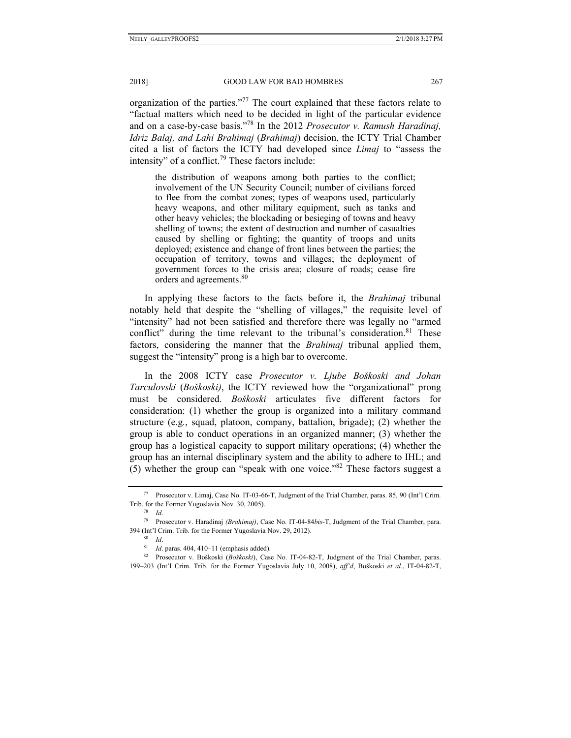organization of the parties."[77] The court explained that these factors relate to "factual matters which need to be decided in light of the particular evidence and on a case-by-case basis."[78] In the 2012 *Prosecutor v. Ramush Haradinaj, Idriz Balaj, and Lahi Brahimaj* (*Brahimaj*) decision, the ICTY Trial Chamber cited a list of factors the ICTY had developed since *Limaj* to "assess the intensity" of a conflict.[79] These factors include:

> the distribution of weapons among both parties to the conflict; involvement of the UN Security Council; number of civilians forced to flee from the combat zones; types of weapons used, particularly heavy weapons, and other military equipment, such as tanks and other heavy vehicles; the blockading or besieging of towns and heavy shelling of towns; the extent of destruction and number of casualties caused by shelling or fighting; the quantity of troops and units deployed; existence and change of front lines between the parties; the occupation of territory, towns and villages; the deployment of government forces to the crisis area; closure of roads; cease fire orders and agreements.[80]

In applying these factors to the facts before it, the *Brahimaj* tribunal notably held that despite the "shelling of villages," the requisite level of "intensity" had not been satisfied and therefore there was legally no "armed conflict" during the time relevant to the tribunal's consideration.[81] These factors, considering the manner that the *Brahimaj* tribunal applied them, suggest the "intensity" prong is a high bar to overcome.

In the 2008 ICTY case *Prosecutor v. Ljube Boškoski and Johan Tarculovski* (*Boškoski)*, the ICTY reviewed how the "organizational" prong must be considered. *Boškoski* articulates five different factors for consideration: (1) whether the group is organized into a military command structure (e.g., squad, platoon, company, battalion, brigade); (2) whether the group is able to conduct operations in an organized manner; (3) whether the group has a logistical capacity to support military operations; (4) whether the group has an internal disciplinary system and the ability to adhere to IHL; and (5) whether the group can "speak with one voice."[82] These factors suggest a

---

[77] Prosecutor v. Limaj, Case No. IT-03-66-T, Judgment of the Trial Chamber, paras. 85, 90 (Int'l Crim. Trib. for the Former Yugoslavia Nov. 30, 2005).

[78] *Id*.

[79] Prosecutor v. Haradinaj *(Brahimaj)*, Case No. IT-04-84*bis*-T, Judgment of the Trial Chamber, para. 394 (Int'l Crim. Trib. for the Former Yugoslavia Nov. 29, 2012).

[80] *Id*.

[81] *Id*. paras. 404, 410–11 (emphasis added).

[82] Prosecutor v. Boškoski (*Boškoski*), Case No. IT-04-82-T, Judgment of the Trial Chamber, paras. 199–203 (Int'l Crim. Trib. for the Former Yugoslavia July 10, 2008), *aff'd*, Boškoski *et al.*, IT-04-82-T,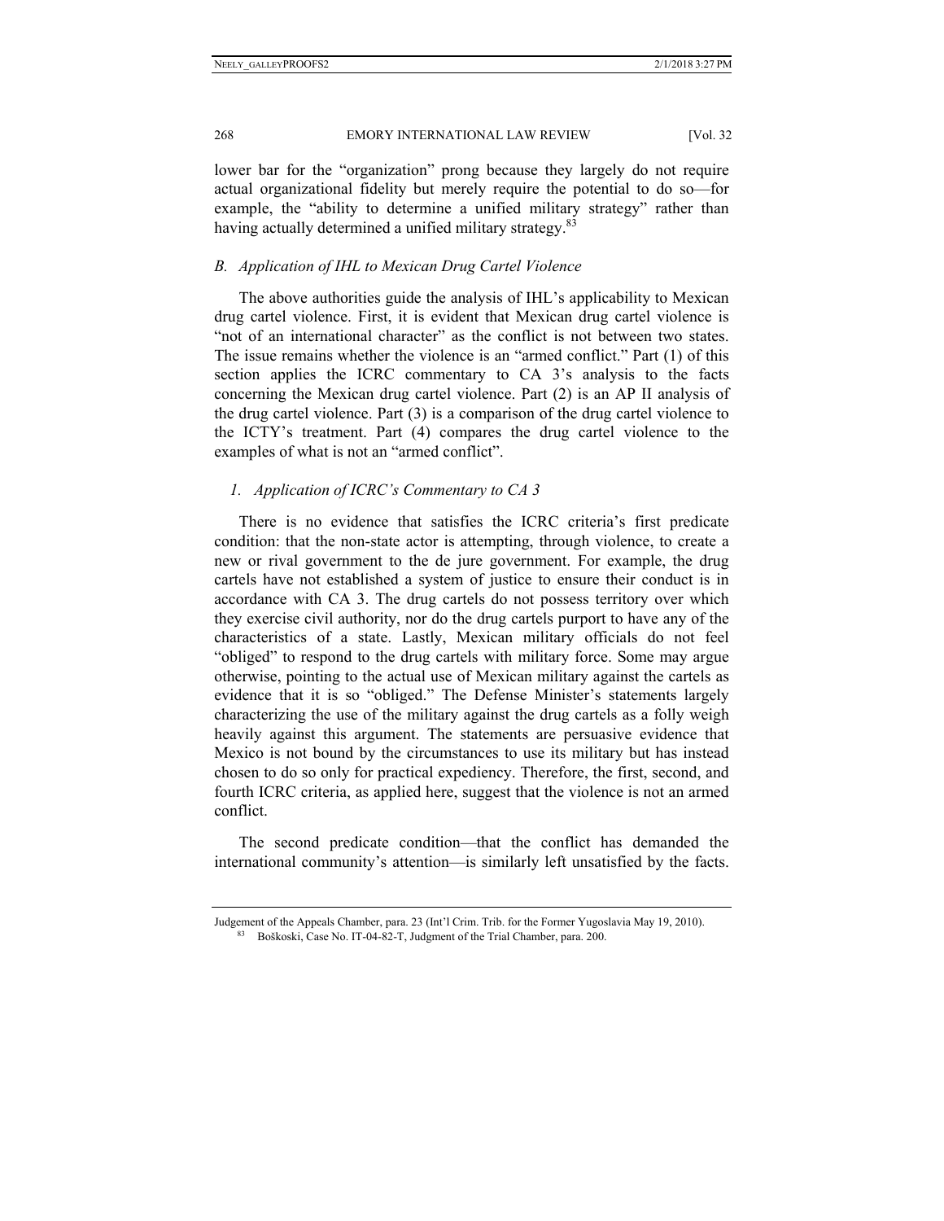lower bar for the "organization" prong because they largely do not require actual organizational fidelity but merely require the potential to do so—for example, the "ability to determine a unified military strategy" rather than having actually determined a unified military strategy.[83]

### *B. Application of IHL to Mexican Drug Cartel Violence*

The above authorities guide the analysis of IHL's applicability to Mexican drug cartel violence. First, it is evident that Mexican drug cartel violence is "not of an international character" as the conflict is not between two states. The issue remains whether the violence is an "armed conflict." Part (1) of this section applies the ICRC commentary to CA 3's analysis to the facts concerning the Mexican drug cartel violence. Part (2) is an AP II analysis of the drug cartel violence. Part (3) is a comparison of the drug cartel violence to the ICTY's treatment. Part (4) compares the drug cartel violence to the examples of what is not an "armed conflict".

#### *1. Application of ICRC's Commentary to CA 3*

There is no evidence that satisfies the ICRC criteria's first predicate condition: that the non-state actor is attempting, through violence, to create a new or rival government to the de jure government. For example, the drug cartels have not established a system of justice to ensure their conduct is in accordance with CA 3. The drug cartels do not possess territory over which they exercise civil authority, nor do the drug cartels purport to have any of the characteristics of a state. Lastly, Mexican military officials do not feel "obliged" to respond to the drug cartels with military force. Some may argue otherwise, pointing to the actual use of Mexican military against the cartels as evidence that it is so "obliged." The Defense Minister's statements largely characterizing the use of the military against the drug cartels as a folly weigh heavily against this argument. The statements are persuasive evidence that Mexico is not bound by the circumstances to use its military but has instead chosen to do so only for practical expediency. Therefore, the first, second, and fourth ICRC criteria, as applied here, suggest that the violence is not an armed conflict.

The second predicate condition—that the conflict has demanded the international community's attention—is similarly left unsatisfied by the facts.

---

Judgement of the Appeals Chamber, para. 23 (Int'l Crim. Trib. for the Former Yugoslavia May 19, 2010).

[83] Boškoski, Case No. IT-04-82-T, Judgment of the Trial Chamber, para. 200.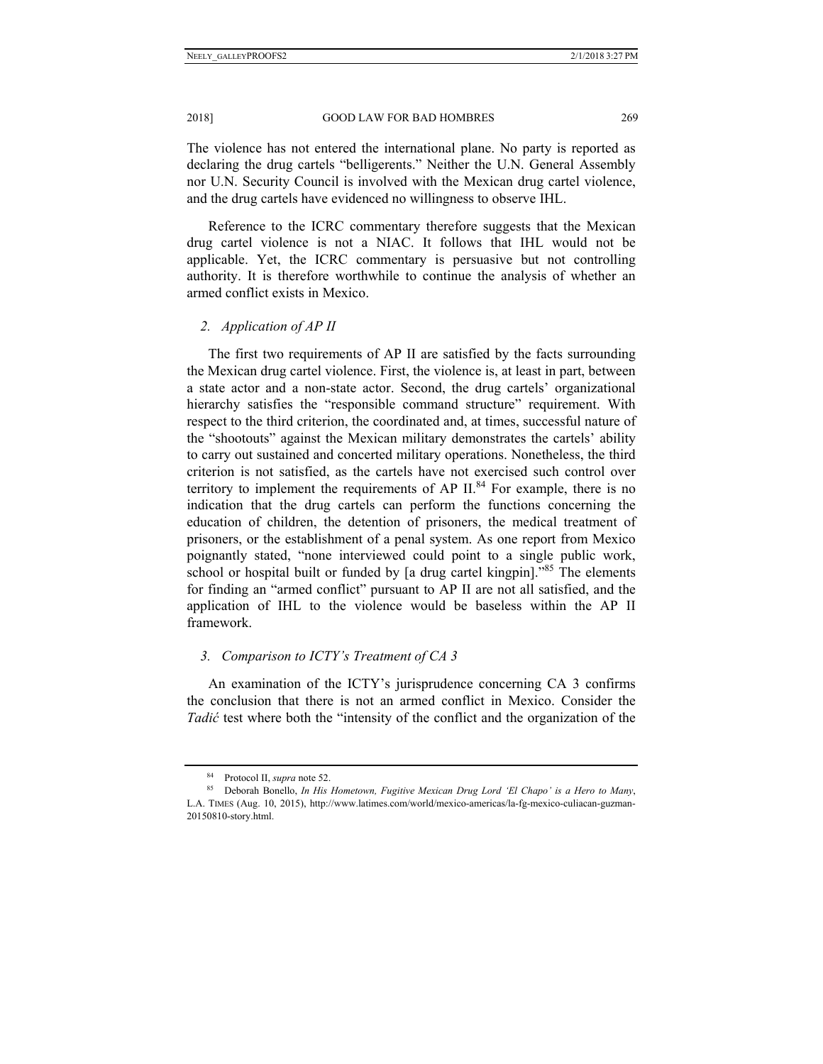The violence has not entered the international plane. No party is reported as declaring the drug cartels "belligerents." Neither the U.N. General Assembly nor U.N. Security Council is involved with the Mexican drug cartel violence, and the drug cartels have evidenced no willingness to observe IHL.

Reference to the ICRC commentary therefore suggests that the Mexican drug cartel violence is not a NIAC. It follows that IHL would not be applicable. Yet, the ICRC commentary is persuasive but not controlling authority. It is therefore worthwhile to continue the analysis of whether an armed conflict exists in Mexico.

### 2. *Application of AP II*

The first two requirements of AP II are satisfied by the facts surrounding the Mexican drug cartel violence. First, the violence is, at least in part, between a state actor and a non-state actor. Second, the drug cartels' organizational hierarchy satisfies the "responsible command structure" requirement. With respect to the third criterion, the coordinated and, at times, successful nature of the "shootouts" against the Mexican military demonstrates the cartels' ability to carry out sustained and concerted military operations. Nonetheless, the third criterion is not satisfied, as the cartels have not exercised such control over territory to implement the requirements of AP II.[84] For example, there is no indication that the drug cartels can perform the functions concerning the education of children, the detention of prisoners, the medical treatment of prisoners, or the establishment of a penal system. As one report from Mexico poignantly stated, "none interviewed could point to a single public work, school or hospital built or funded by [a drug cartel kingpin]."[85] The elements for finding an "armed conflict" pursuant to AP II are not all satisfied, and the application of IHL to the violence would be baseless within the AP II framework.

### 3. *Comparison to ICTY's Treatment of CA 3*

An examination of the ICTY's jurisprudence concerning CA 3 confirms the conclusion that there is not an armed conflict in Mexico. Consider the *Tadić* test where both the "intensity of the conflict and the organization of the

---

[84] Protocol II, *supra* note 52.

[85] Deborah Bonello, *In His Hometown, Fugitive Mexican Drug Lord 'El Chapo' is a Hero to Many*, L.A. TIMES (Aug. 10, 2015), http://www.latimes.com/world/mexico-americas/la-fg-mexico-culiacan-guzman-20150810-story.html.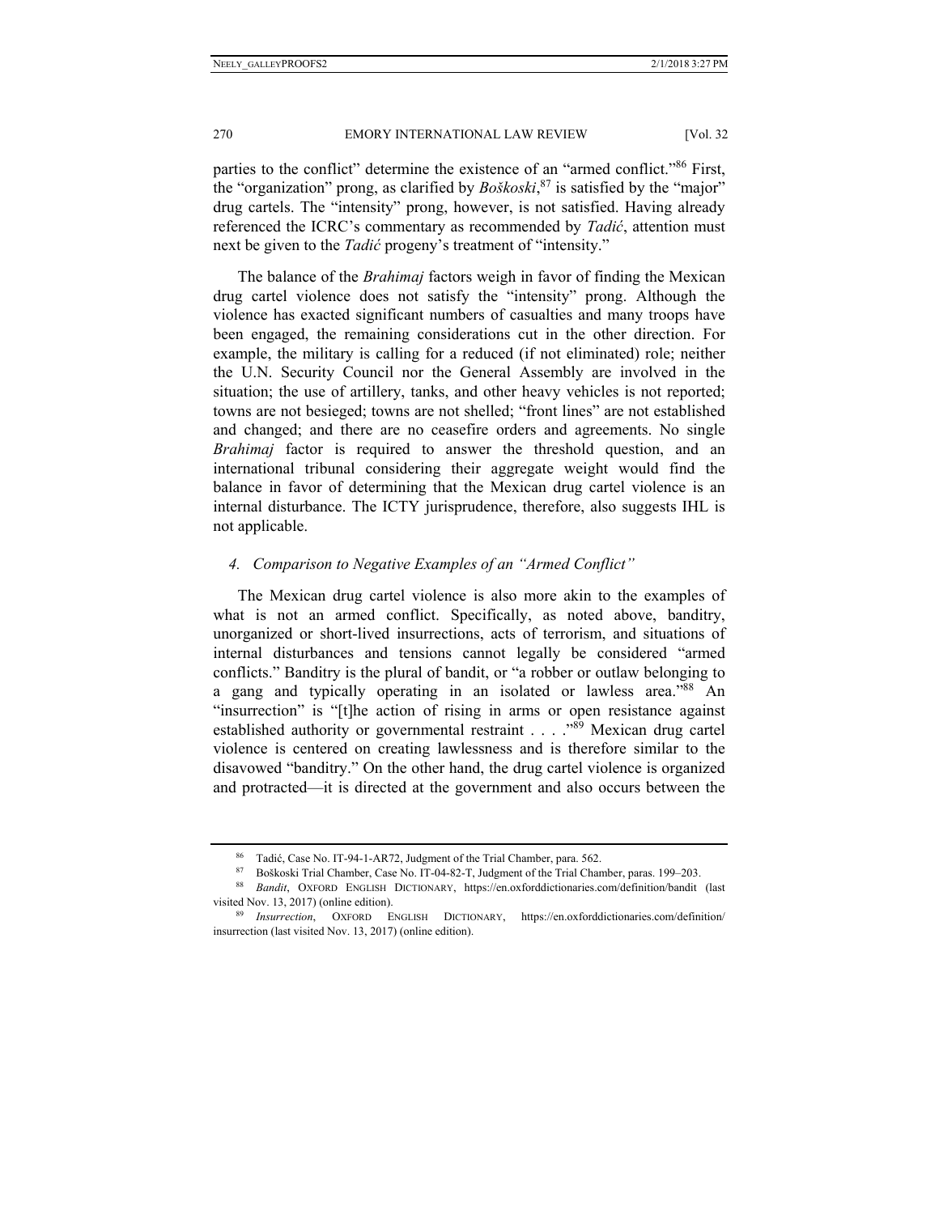parties to the conflict" determine the existence of an "armed conflict."[86] First, the "organization" prong, as clarified by *Boškoski*,[87] is satisfied by the "major" drug cartels. The "intensity" prong, however, is not satisfied. Having already referenced the ICRC's commentary as recommended by *Tadić*, attention must next be given to the *Tadić* progeny's treatment of "intensity."

The balance of the *Brahimaj* factors weigh in favor of finding the Mexican drug cartel violence does not satisfy the "intensity" prong. Although the violence has exacted significant numbers of casualties and many troops have been engaged, the remaining considerations cut in the other direction. For example, the military is calling for a reduced (if not eliminated) role; neither the U.N. Security Council nor the General Assembly are involved in the situation; the use of artillery, tanks, and other heavy vehicles is not reported; towns are not besieged; towns are not shelled; "front lines" are not established and changed; and there are no ceasefire orders and agreements. No single *Brahimaj* factor is required to answer the threshold question, and an international tribunal considering their aggregate weight would find the balance in favor of determining that the Mexican drug cartel violence is an internal disturbance. The ICTY jurisprudence, therefore, also suggests IHL is not applicable.

### *4. Comparison to Negative Examples of an "Armed Conflict"*

The Mexican drug cartel violence is also more akin to the examples of what is not an armed conflict. Specifically, as noted above, banditry, unorganized or short-lived insurrections, acts of terrorism, and situations of internal disturbances and tensions cannot legally be considered "armed conflicts." Banditry is the plural of bandit, or "a robber or outlaw belonging to a gang and typically operating in an isolated or lawless area."[88] An "insurrection" is "[t]he action of rising in arms or open resistance against established authority or governmental restraint . . . ."[89] Mexican drug cartel violence is centered on creating lawlessness and is therefore similar to the disavowed "banditry." On the other hand, the drug cartel violence is organized and protracted—it is directed at the government and also occurs between the

---

[86] Tadić, Case No. IT-94-1-AR72, Judgment of the Trial Chamber, para. 562.

[87] Boškoski Trial Chamber, Case No. IT-04-82-T, Judgment of the Trial Chamber, paras. 199–203.

[88] *Bandit*, OXFORD ENGLISH DICTIONARY, https://en.oxforddictionaries.com/definition/bandit (last visited Nov. 13, 2017) (online edition).

[89] *Insurrection*, OXFORD ENGLISH DICTIONARY, https://en.oxforddictionaries.com/definition/insurrection (last visited Nov. 13, 2017) (online edition).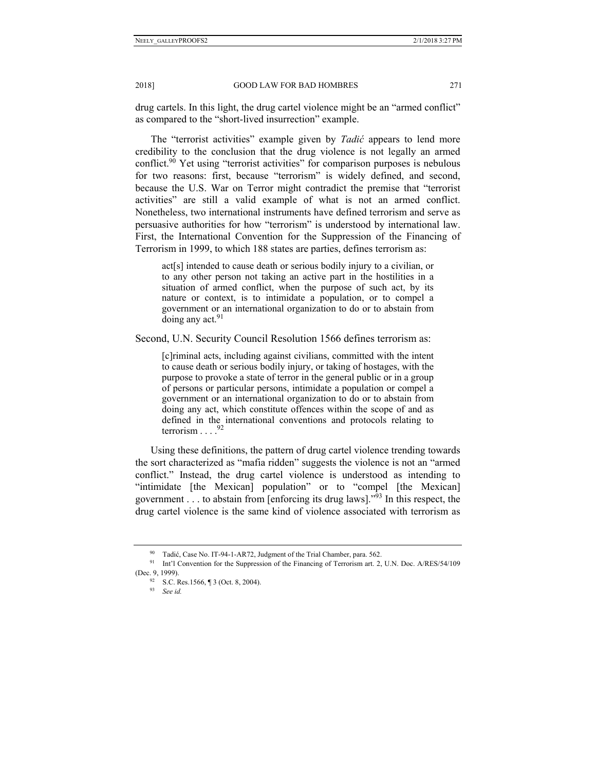drug cartels. In this light, the drug cartel violence might be an "armed conflict" as compared to the "short-lived insurrection" example.

The "terrorist activities" example given by *Tadić* appears to lend more credibility to the conclusion that the drug violence is not legally an armed conflict.[90] Yet using "terrorist activities" for comparison purposes is nebulous for two reasons: first, because "terrorism" is widely defined, and second, because the U.S. War on Terror might contradict the premise that "terrorist activities" are still a valid example of what is not an armed conflict. Nonetheless, two international instruments have defined terrorism and serve as persuasive authorities for how "terrorism" is understood by international law. First, the International Convention for the Suppression of the Financing of Terrorism in 1999, to which 188 states are parties, defines terrorism as:

> act[s] intended to cause death or serious bodily injury to a civilian, or to any other person not taking an active part in the hostilities in a situation of armed conflict, when the purpose of such act, by its nature or context, is to intimidate a population, or to compel a government or an international organization to do or to abstain from doing any act.[91]

Second, U.N. Security Council Resolution 1566 defines terrorism as:

> [c]riminal acts, including against civilians, committed with the intent to cause death or serious bodily injury, or taking of hostages, with the purpose to provoke a state of terror in the general public or in a group of persons or particular persons, intimidate a population or compel a government or an international organization to do or to abstain from doing any act, which constitute offences within the scope of and as defined in the international conventions and protocols relating to terrorism . . . .[92]

Using these definitions, the pattern of drug cartel violence trending towards the sort characterized as "mafia ridden" suggests the violence is not an "armed conflict." Instead, the drug cartel violence is understood as intending to "intimidate [the Mexican] population" or to "compel [the Mexican] government . . . to abstain from [enforcing its drug laws]."[93] In this respect, the drug cartel violence is the same kind of violence associated with terrorism as

---

[90] Tadić, Case No. IT-94-1-AR72, Judgment of the Trial Chamber, para. 562.

[91] Int'l Convention for the Suppression of the Financing of Terrorism art. 2, U.N. Doc. A/RES/54/109 (Dec. 9, 1999).

[92] S.C. Res.1566, ¶ 3 (Oct. 8, 2004).

[93] *See id.*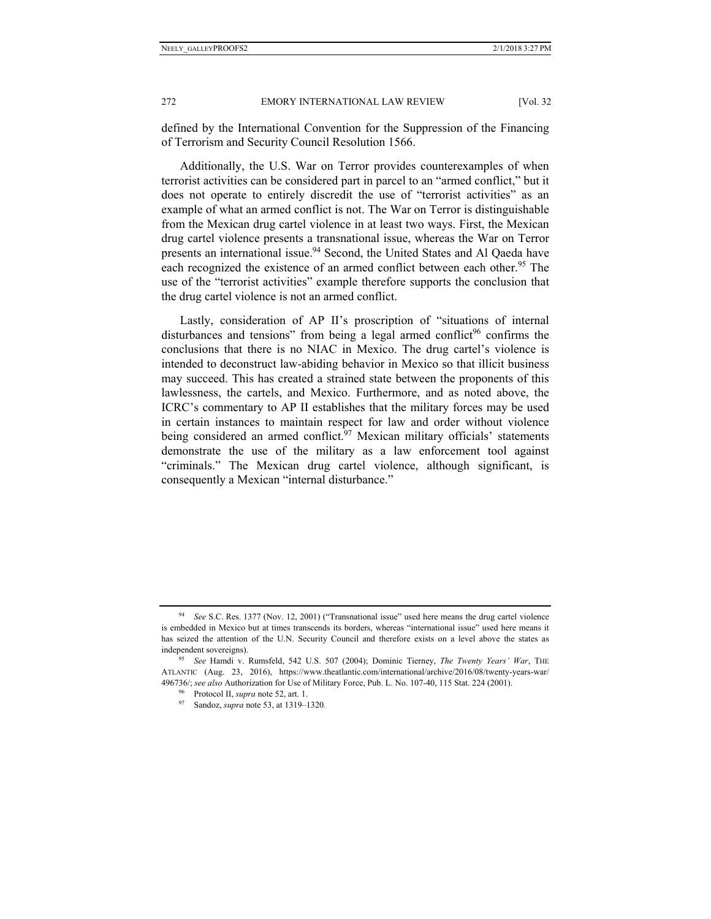defined by the International Convention for the Suppression of the Financing of Terrorism and Security Council Resolution 1566.

Additionally, the U.S. War on Terror provides counterexamples of when terrorist activities can be considered part in parcel to an "armed conflict," but it does not operate to entirely discredit the use of "terrorist activities" as an example of what an armed conflict is not. The War on Terror is distinguishable from the Mexican drug cartel violence in at least two ways. First, the Mexican drug cartel violence presents a transnational issue, whereas the War on Terror presents an international issue.[94] Second, the United States and Al Qaeda have each recognized the existence of an armed conflict between each other.[95] The use of the "terrorist activities" example therefore supports the conclusion that the drug cartel violence is not an armed conflict.

Lastly, consideration of AP II's proscription of "situations of internal disturbances and tensions" from being a legal armed conflict[96] confirms the conclusions that there is no NIAC in Mexico. The drug cartel's violence is intended to deconstruct law-abiding behavior in Mexico so that illicit business may succeed. This has created a strained state between the proponents of this lawlessness, the cartels, and Mexico. Furthermore, and as noted above, the ICRC's commentary to AP II establishes that the military forces may be used in certain instances to maintain respect for law and order without violence being considered an armed conflict.[97] Mexican military officials' statements demonstrate the use of the military as a law enforcement tool against "criminals." The Mexican drug cartel violence, although significant, is consequently a Mexican "internal disturbance."

---

[94] *See* S.C. Res. 1377 (Nov. 12, 2001) ("Transnational issue" used here means the drug cartel violence is embedded in Mexico but at times transcends its borders, whereas "international issue" used here means it has seized the attention of the U.N. Security Council and therefore exists on a level above the states as independent sovereigns).

[95] *See* Hamdi v. Rumsfeld, 542 U.S. 507 (2004); Dominic Tierney, *The Twenty Years' War*, THE ATLANTIC (Aug. 23, 2016), https://www.theatlantic.com/international/archive/2016/08/twenty-years-war/496736/; *see also* Authorization for Use of Military Force, Pub. L. No. 107-40, 115 Stat. 224 (2001).

[96] Protocol II, *supra* note 52, art. 1.

[97] Sandoz, *supra* note 53, at 1319–1320.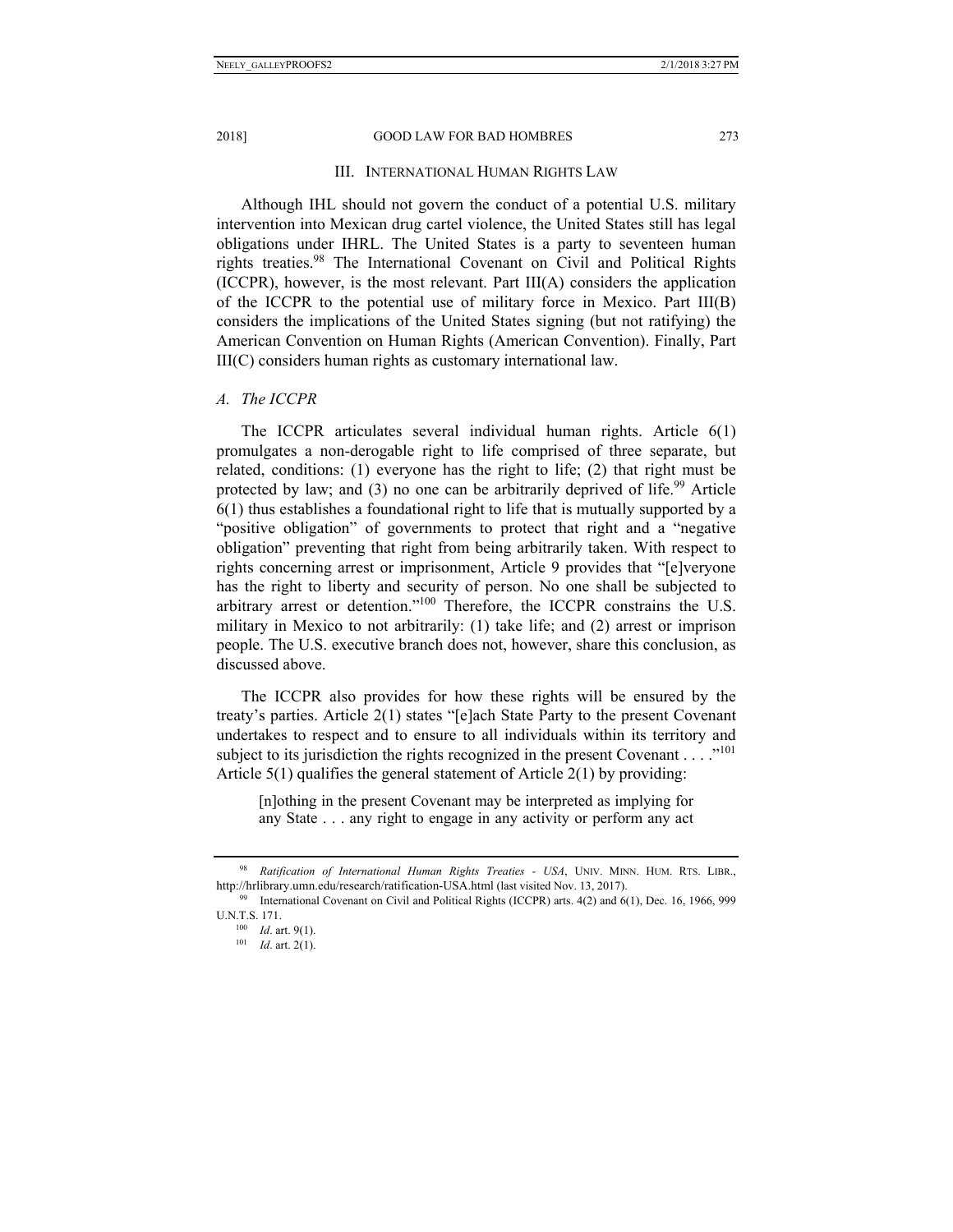## III. International Human Rights Law

Although IHL should not govern the conduct of a potential U.S. military intervention into Mexican drug cartel violence, the United States still has legal obligations under IHRL. The United States is a party to seventeen human rights treaties.[98] The International Covenant on Civil and Political Rights (ICCPR), however, is the most relevant. Part III(A) considers the application of the ICCPR to the potential use of military force in Mexico. Part III(B) considers the implications of the United States signing (but not ratifying) the American Convention on Human Rights (American Convention). Finally, Part III(C) considers human rights as customary international law.

### *A. The ICCPR*

The ICCPR articulates several individual human rights. Article 6(1) promulgates a non-derogable right to life comprised of three separate, but related, conditions: (1) everyone has the right to life; (2) that right must be protected by law; and (3) no one can be arbitrarily deprived of life.[99] Article 6(1) thus establishes a foundational right to life that is mutually supported by a "positive obligation" of governments to protect that right and a "negative obligation" preventing that right from being arbitrarily taken. With respect to rights concerning arrest or imprisonment, Article 9 provides that "[e]veryone has the right to liberty and security of person. No one shall be subjected to arbitrary arrest or detention."[100] Therefore, the ICCPR constrains the U.S. military in Mexico to not arbitrarily: (1) take life; and (2) arrest or imprison people. The U.S. executive branch does not, however, share this conclusion, as discussed above.

The ICCPR also provides for how these rights will be ensured by the treaty's parties. Article 2(1) states "[e]ach State Party to the present Covenant undertakes to respect and to ensure to all individuals within its territory and subject to its jurisdiction the rights recognized in the present Covenant . . . ."[101] Article 5(1) qualifies the general statement of Article 2(1) by providing:

> [n]othing in the present Covenant may be interpreted as implying for any State . . . any right to engage in any activity or perform any act

---

[98] *Ratification of International Human Rights Treaties - USA*, Univ. Minn. Hum. Rts. Libr., http://hrlibrary.umn.edu/research/ratification-USA.html (last visited Nov. 13, 2017).

[99] International Covenant on Civil and Political Rights (ICCPR) arts. 4(2) and 6(1), Dec. 16, 1966, 999 U.N.T.S. 171.

[100] *Id*. art. 9(1).

[101] *Id*. art. 2(1).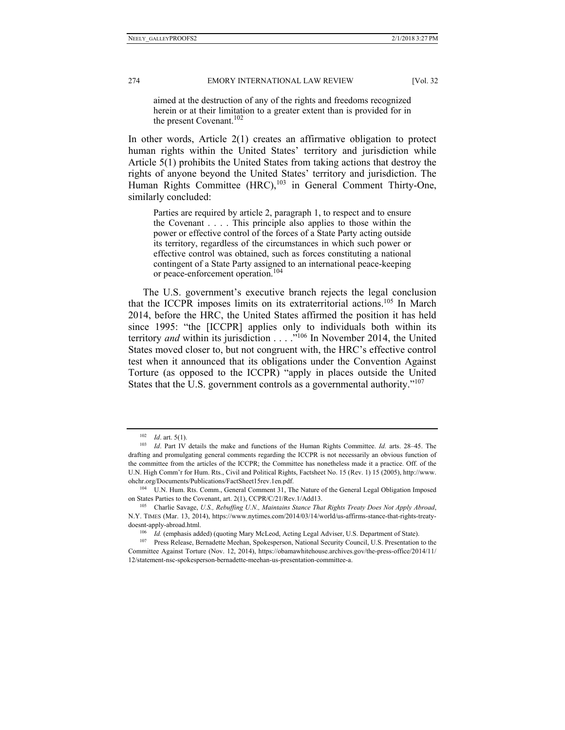> aimed at the destruction of any of the rights and freedoms recognized herein or at their limitation to a greater extent than is provided for in the present Covenant.[102]

In other words, Article 2(1) creates an affirmative obligation to protect human rights within the United States' territory and jurisdiction while Article 5(1) prohibits the United States from taking actions that destroy the rights of anyone beyond the United States' territory and jurisdiction. The Human Rights Committee (HRC),[103] in General Comment Thirty-One, similarly concluded:

> Parties are required by article 2, paragraph 1, to respect and to ensure the Covenant . . . . This principle also applies to those within the power or effective control of the forces of a State Party acting outside its territory, regardless of the circumstances in which such power or effective control was obtained, such as forces constituting a national contingent of a State Party assigned to an international peace-keeping or peace-enforcement operation.[104]

The U.S. government's executive branch rejects the legal conclusion that the ICCPR imposes limits on its extraterritorial actions.[105] In March 2014, before the HRC, the United States affirmed the position it has held since 1995: "the [ICCPR] applies only to individuals both within its territory *and* within its jurisdiction . . . ."[106] In November 2014, the United States moved closer to, but not congruent with, the HRC's effective control test when it announced that its obligations under the Convention Against Torture (as opposed to the ICCPR) "apply in places outside the United States that the U.S. government controls as a governmental authority."[107]

---

[102] *Id*. art. 5(1).

[103] *Id*. Part IV details the make and functions of the Human Rights Committee. *Id.* arts. 28–45. The drafting and promulgating general comments regarding the ICCPR is not necessarily an obvious function of the committee from the articles of the ICCPR; the Committee has nonetheless made it a practice. Off. of the U.N. High Comm'r for Hum. Rts., Civil and Political Rights, Factsheet No. 15 (Rev. 1) 15 (2005), http://www.ohchr.org/Documents/Publications/FactSheet15rev.1en.pdf.

[104] U.N. Hum. Rts. Comm., General Comment 31, The Nature of the General Legal Obligation Imposed on States Parties to the Covenant, art. 2(1), CCPR/C/21/Rev.1/Add13.

[105] Charlie Savage, *U.S., Rebuffing U.N., Maintains Stance That Rights Treaty Does Not Apply Abroad*, N.Y. TIMES (Mar. 13, 2014), https://www.nytimes.com/2014/03/14/world/us-affirms-stance-that-rights-treaty-doesnt-apply-abroad.html.

[106] *Id.* (emphasis added) (quoting Mary McLeod, Acting Legal Adviser, U.S. Department of State).

[107] Press Release, Bernadette Meehan, Spokesperson, National Security Council, U.S. Presentation to the Committee Against Torture (Nov. 12, 2014), https://obamawhitehouse.archives.gov/the-press-office/2014/11/12/statement-nsc-spokesperson-bernadette-meehan-us-presentation-committee-a.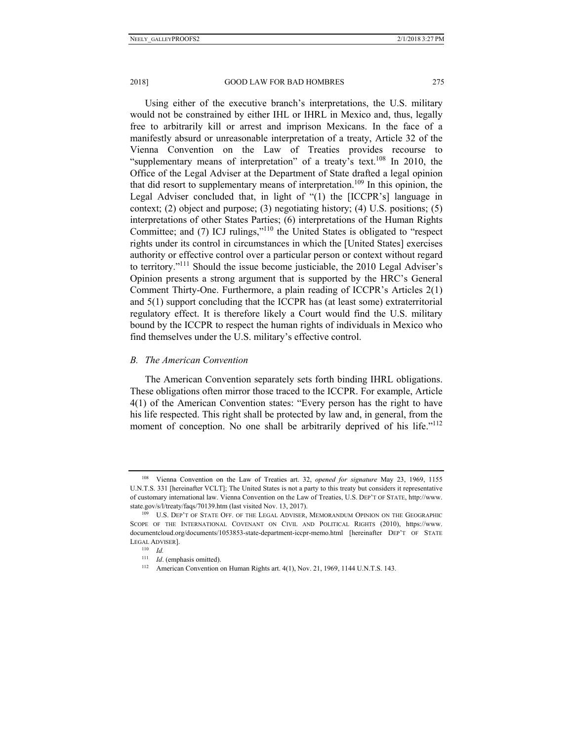Using either of the executive branch's interpretations, the U.S. military would not be constrained by either IHL or IHRL in Mexico and, thus, legally free to arbitrarily kill or arrest and imprison Mexicans. In the face of a manifestly absurd or unreasonable interpretation of a treaty, Article 32 of the Vienna Convention on the Law of Treaties provides recourse to "supplementary means of interpretation" of a treaty's text.[108] In 2010, the Office of the Legal Adviser at the Department of State drafted a legal opinion that did resort to supplementary means of interpretation.[109] In this opinion, the Legal Adviser concluded that, in light of "(1) the [ICCPR's] language in context; (2) object and purpose; (3) negotiating history; (4) U.S. positions; (5) interpretations of other States Parties; (6) interpretations of the Human Rights Committee; and (7) ICJ rulings,"[110] the United States is obligated to "respect rights under its control in circumstances in which the [United States] exercises authority or effective control over a particular person or context without regard to territory."[111] Should the issue become justiciable, the 2010 Legal Adviser's Opinion presents a strong argument that is supported by the HRC's General Comment Thirty-One. Furthermore, a plain reading of ICCPR's Articles 2(1) and 5(1) support concluding that the ICCPR has (at least some) extraterritorial regulatory effect. It is therefore likely a Court would find the U.S. military bound by the ICCPR to respect the human rights of individuals in Mexico who find themselves under the U.S. military's effective control.

### *B. The American Convention*

The American Convention separately sets forth binding IHRL obligations. These obligations often mirror those traced to the ICCPR. For example, Article 4(1) of the American Convention states: "Every person has the right to have his life respected. This right shall be protected by law and, in general, from the moment of conception. No one shall be arbitrarily deprived of his life."[112]

---

[108] Vienna Convention on the Law of Treaties art. 32, *opened for signature* May 23, 1969, 1155 U.N.T.S. 331 [hereinafter VCLT]; The United States is not a party to this treaty but considers it representative of customary international law. Vienna Convention on the Law of Treaties, U.S. DEP'T OF STATE, http://www.state.gov/s/l/treaty/faqs/70139.htm (last visited Nov. 13, 2017).

[109] U.S. DEP'T OF STATE OFF. OF THE LEGAL ADVISER, MEMORANDUM OPINION ON THE GEOGRAPHIC SCOPE OF THE INTERNATIONAL COVENANT ON CIVIL AND POLITICAL RIGHTS (2010), https://www.documentcloud.org/documents/1053853-state-department-iccpr-memo.html [hereinafter DEP'T OF STATE LEGAL ADVISER].

[110] *Id.*

[111] *Id*. (emphasis omitted).

[112] American Convention on Human Rights art. 4(1), Nov. 21, 1969, 1144 U.N.T.S. 143.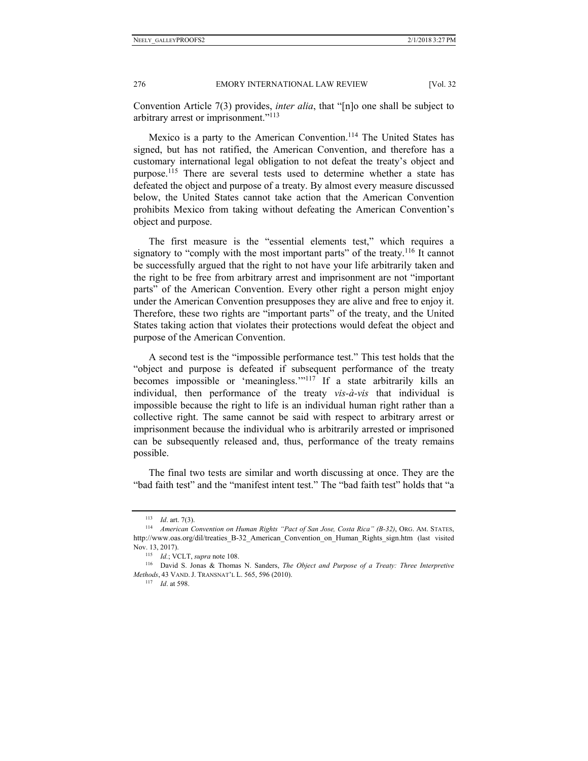Convention Article 7(3) provides, *inter alia*, that "[n]o one shall be subject to arbitrary arrest or imprisonment."[113]

Mexico is a party to the American Convention.[114] The United States has signed, but has not ratified, the American Convention, and therefore has a customary international legal obligation to not defeat the treaty's object and purpose.[115] There are several tests used to determine whether a state has defeated the object and purpose of a treaty. By almost every measure discussed below, the United States cannot take action that the American Convention prohibits Mexico from taking without defeating the American Convention's object and purpose.

The first measure is the "essential elements test," which requires a signatory to "comply with the most important parts" of the treaty.[116] It cannot be successfully argued that the right to not have your life arbitrarily taken and the right to be free from arbitrary arrest and imprisonment are not "important parts" of the American Convention. Every other right a person might enjoy under the American Convention presupposes they are alive and free to enjoy it. Therefore, these two rights are "important parts" of the treaty, and the United States taking action that violates their protections would defeat the object and purpose of the American Convention.

A second test is the "impossible performance test." This test holds that the "object and purpose is defeated if subsequent performance of the treaty becomes impossible or 'meaningless.'"[117] If a state arbitrarily kills an individual, then performance of the treaty *vis-à-vis* that individual is impossible because the right to life is an individual human right rather than a collective right. The same cannot be said with respect to arbitrary arrest or imprisonment because the individual who is arbitrarily arrested or imprisoned can be subsequently released and, thus, performance of the treaty remains possible.

The final two tests are similar and worth discussing at once. They are the "bad faith test" and the "manifest intent test." The "bad faith test" holds that "a

---

[113] *Id*. art. 7(3).

[114] *American Convention on Human Rights "Pact of San Jose, Costa Rica" (B-32)*, ORG. AM. STATES, http://www.oas.org/dil/treaties_B-32_American_Convention_on_Human_Rights_sign.htm (last visited Nov. 13, 2017).

[115] *Id.*; VCLT, *supra* note 108.

[116] David S. Jonas & Thomas N. Sanders, *The Object and Purpose of a Treaty: Three Interpretive Methods*, 43 VAND. J. TRANSNAT'L L. 565, 596 (2010).

[117] *Id*. at 598.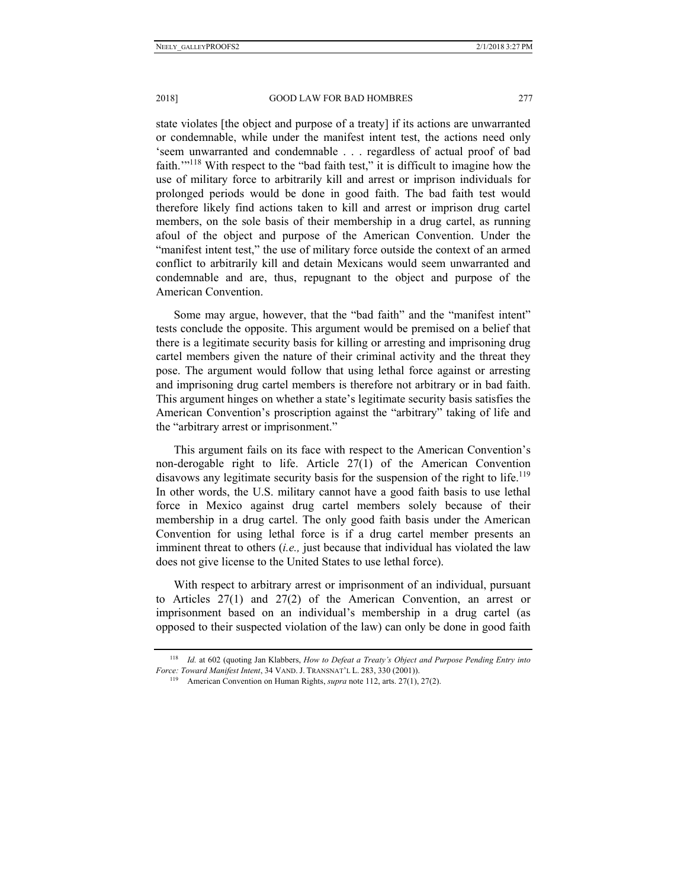state violates [the object and purpose of a treaty] if its actions are unwarranted or condemnable, while under the manifest intent test, the actions need only 'seem unwarranted and condemnable . . . regardless of actual proof of bad faith.'"[118] With respect to the "bad faith test," it is difficult to imagine how the use of military force to arbitrarily kill and arrest or imprison individuals for prolonged periods would be done in good faith. The bad faith test would therefore likely find actions taken to kill and arrest or imprison drug cartel members, on the sole basis of their membership in a drug cartel, as running afoul of the object and purpose of the American Convention. Under the "manifest intent test," the use of military force outside the context of an armed conflict to arbitrarily kill and detain Mexicans would seem unwarranted and condemnable and are, thus, repugnant to the object and purpose of the American Convention.

Some may argue, however, that the "bad faith" and the "manifest intent" tests conclude the opposite. This argument would be premised on a belief that there is a legitimate security basis for killing or arresting and imprisoning drug cartel members given the nature of their criminal activity and the threat they pose. The argument would follow that using lethal force against or arresting and imprisoning drug cartel members is therefore not arbitrary or in bad faith. This argument hinges on whether a state's legitimate security basis satisfies the American Convention's proscription against the "arbitrary" taking of life and the "arbitrary arrest or imprisonment."

This argument fails on its face with respect to the American Convention's non-derogable right to life. Article 27(1) of the American Convention disavows any legitimate security basis for the suspension of the right to life.[119] In other words, the U.S. military cannot have a good faith basis to use lethal force in Mexico against drug cartel members solely because of their membership in a drug cartel. The only good faith basis under the American Convention for using lethal force is if a drug cartel member presents an imminent threat to others (*i.e.,* just because that individual has violated the law does not give license to the United States to use lethal force).

With respect to arbitrary arrest or imprisonment of an individual, pursuant to Articles 27(1) and 27(2) of the American Convention, an arrest or imprisonment based on an individual's membership in a drug cartel (as opposed to their suspected violation of the law) can only be done in good faith

---

[118] *Id.* at 602 (quoting Jan Klabbers, *How to Defeat a Treaty's Object and Purpose Pending Entry into Force: Toward Manifest Intent*, 34 VAND. J. TRANSNAT'L L. 283, 330 (2001)).

[119] American Convention on Human Rights, *supra* note 112, arts. 27(1), 27(2).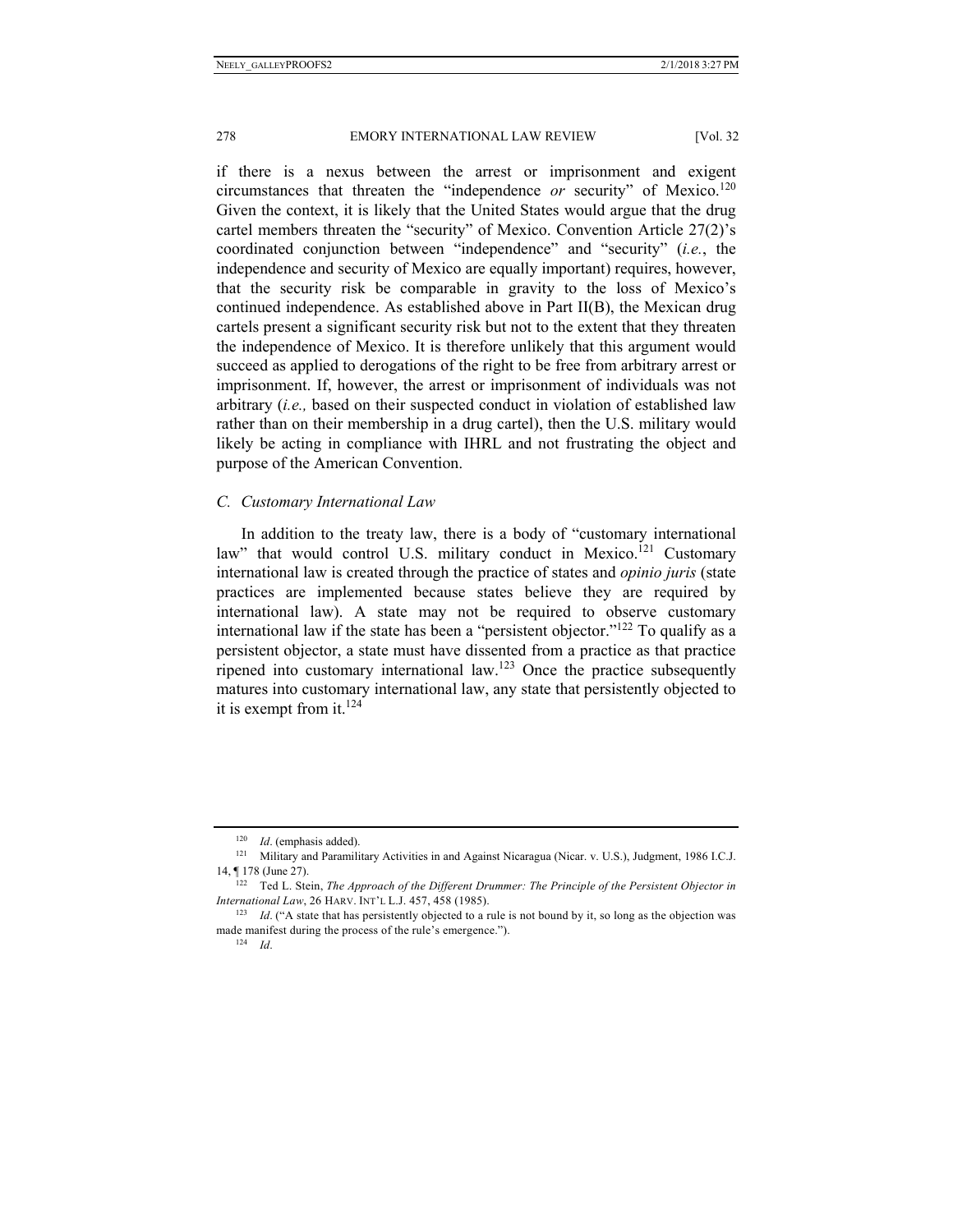if there is a nexus between the arrest or imprisonment and exigent circumstances that threaten the "independence *or* security" of Mexico.[120] Given the context, it is likely that the United States would argue that the drug cartel members threaten the "security" of Mexico. Convention Article 27(2)'s coordinated conjunction between "independence" and "security" (*i.e.*, the independence and security of Mexico are equally important) requires, however, that the security risk be comparable in gravity to the loss of Mexico's continued independence. As established above in Part II(B), the Mexican drug cartels present a significant security risk but not to the extent that they threaten the independence of Mexico. It is therefore unlikely that this argument would succeed as applied to derogations of the right to be free from arbitrary arrest or imprisonment. If, however, the arrest or imprisonment of individuals was not arbitrary (*i.e.,* based on their suspected conduct in violation of established law rather than on their membership in a drug cartel), then the U.S. military would likely be acting in compliance with IHRL and not frustrating the object and purpose of the American Convention.

### *C. Customary International Law*

In addition to the treaty law, there is a body of "customary international law" that would control U.S. military conduct in Mexico.[121] Customary international law is created through the practice of states and *opinio juris* (state practices are implemented because states believe they are required by international law). A state may not be required to observe customary international law if the state has been a "persistent objector."[122] To qualify as a persistent objector, a state must have dissented from a practice as that practice ripened into customary international law.[123] Once the practice subsequently matures into customary international law, any state that persistently objected to it is exempt from it.[124]

---

[120] *Id*. (emphasis added).

[121] Military and Paramilitary Activities in and Against Nicaragua (Nicar. v. U.S.), Judgment, 1986 I.C.J. 14, ¶ 178 (June 27).

[122] Ted L. Stein, *The Approach of the Different Drummer: The Principle of the Persistent Objector in International Law*, 26 HARV. INT'L L.J. 457, 458 (1985).

[123] *Id*. ("A state that has persistently objected to a rule is not bound by it, so long as the objection was made manifest during the process of the rule's emergence.").

[124] *Id*.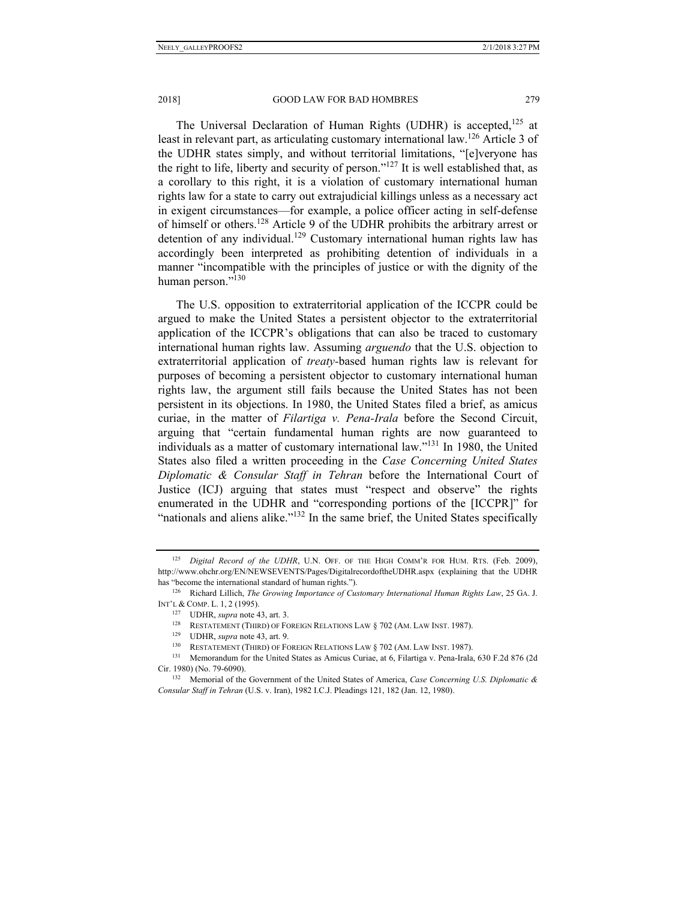The Universal Declaration of Human Rights (UDHR) is accepted,[125] at least in relevant part, as articulating customary international law.[126] Article 3 of the UDHR states simply, and without territorial limitations, "[e]veryone has the right to life, liberty and security of person."[127] It is well established that, as a corollary to this right, it is a violation of customary international human rights law for a state to carry out extrajudicial killings unless as a necessary act in exigent circumstances—for example, a police officer acting in self-defense of himself or others.[128] Article 9 of the UDHR prohibits the arbitrary arrest or detention of any individual.[129] Customary international human rights law has accordingly been interpreted as prohibiting detention of individuals in a manner "incompatible with the principles of justice or with the dignity of the human person."[130]

The U.S. opposition to extraterritorial application of the ICCPR could be argued to make the United States a persistent objector to the extraterritorial application of the ICCPR's obligations that can also be traced to customary international human rights law. Assuming *arguendo* that the U.S. objection to extraterritorial application of *treaty*-based human rights law is relevant for purposes of becoming a persistent objector to customary international human rights law, the argument still fails because the United States has not been persistent in its objections. In 1980, the United States filed a brief, as amicus curiae, in the matter of *Filartiga v. Pena-Irala* before the Second Circuit, arguing that "certain fundamental human rights are now guaranteed to individuals as a matter of customary international law."[131] In 1980, the United States also filed a written proceeding in the *Case Concerning United States Diplomatic & Consular Staff in Tehran* before the International Court of Justice (ICJ) arguing that states must "respect and observe" the rights enumerated in the UDHR and "corresponding portions of the [ICCPR]" for "nationals and aliens alike."[132] In the same brief, the United States specifically

---

[125] *Digital Record of the UDHR*, U.N. OFF. OF THE HIGH COMM'R FOR HUM. RTS. (Feb. 2009), http://www.ohchr.org/EN/NEWSEVENTS/Pages/DigitalrecordoftheUDHR.aspx (explaining that the UDHR has "become the international standard of human rights.").

[126] Richard Lillich, *The Growing Importance of Customary International Human Rights Law*, 25 GA. J. INT'L & COMP. L. 1, 2 (1995).

[127] UDHR, *supra* note 43, art. 3.

[128] RESTATEMENT (THIRD) OF FOREIGN RELATIONS LAW § 702 (AM. LAW INST. 1987).

[129] UDHR, *supra* note 43, art. 9.

[130] RESTATEMENT (THIRD) OF FOREIGN RELATIONS LAW § 702 (AM. LAW INST. 1987).

[131] Memorandum for the United States as Amicus Curiae, at 6, Filartiga v. Pena-Irala, 630 F.2d 876 (2d Cir. 1980) (No. 79-6090).

[132] Memorial of the Government of the United States of America, *Case Concerning U.S. Diplomatic & Consular Staff in Tehran* (U.S. v. Iran), 1982 I.C.J. Pleadings 121, 182 (Jan. 12, 1980).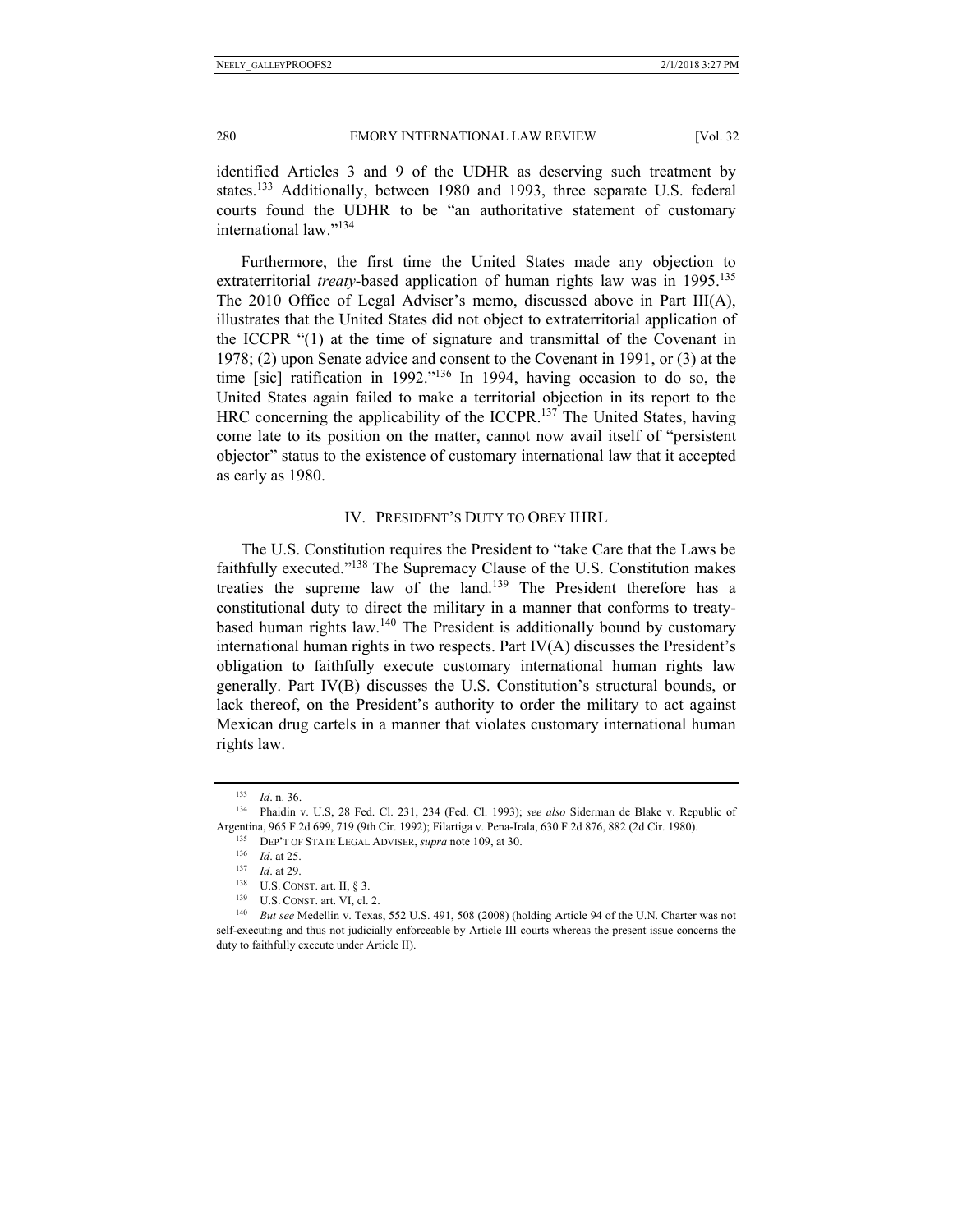identified Articles 3 and 9 of the UDHR as deserving such treatment by states.[133] Additionally, between 1980 and 1993, three separate U.S. federal courts found the UDHR to be "an authoritative statement of customary international law."[134]

Furthermore, the first time the United States made any objection to extraterritorial *treaty*-based application of human rights law was in 1995.[135] The 2010 Office of Legal Adviser's memo, discussed above in Part III(A), illustrates that the United States did not object to extraterritorial application of the ICCPR "(1) at the time of signature and transmittal of the Covenant in 1978; (2) upon Senate advice and consent to the Covenant in 1991, or (3) at the time [sic] ratification in 1992."[136] In 1994, having occasion to do so, the United States again failed to make a territorial objection in its report to the HRC concerning the applicability of the ICCPR.[137] The United States, having come late to its position on the matter, cannot now avail itself of "persistent objector" status to the existence of customary international law that it accepted as early as 1980.

## IV. PRESIDENT'S DUTY TO OBEY IHRL

The U.S. Constitution requires the President to "take Care that the Laws be faithfully executed."[138] The Supremacy Clause of the U.S. Constitution makes treaties the supreme law of the land.[139] The President therefore has a constitutional duty to direct the military in a manner that conforms to treaty-based human rights law.[140] The President is additionally bound by customary international human rights in two respects. Part IV(A) discusses the President's obligation to faithfully execute customary international human rights law generally. Part IV(B) discusses the U.S. Constitution's structural bounds, or lack thereof, on the President's authority to order the military to act against Mexican drug cartels in a manner that violates customary international human rights law.

---

[133] *Id*. n. 36.

[134] Phaidin v. U.S, 28 Fed. Cl. 231, 234 (Fed. Cl. 1993); *see also* Siderman de Blake v. Republic of Argentina, 965 F.2d 699, 719 (9th Cir. 1992); Filartiga v. Pena-Irala, 630 F.2d 876, 882 (2d Cir. 1980).

[135] DEP'T OF STATE LEGAL ADVISER, *supra* note 109, at 30.

[136] *Id*. at 25.

[137] *Id*. at 29.

[138] U.S. CONST. art. II, § 3.

[139] U.S. CONST. art. VI, cl. 2.

[140] *But see* Medellin v. Texas, 552 U.S. 491, 508 (2008) (holding Article 94 of the U.N. Charter was not self-executing and thus not judicially enforceable by Article III courts whereas the present issue concerns the duty to faithfully execute under Article II).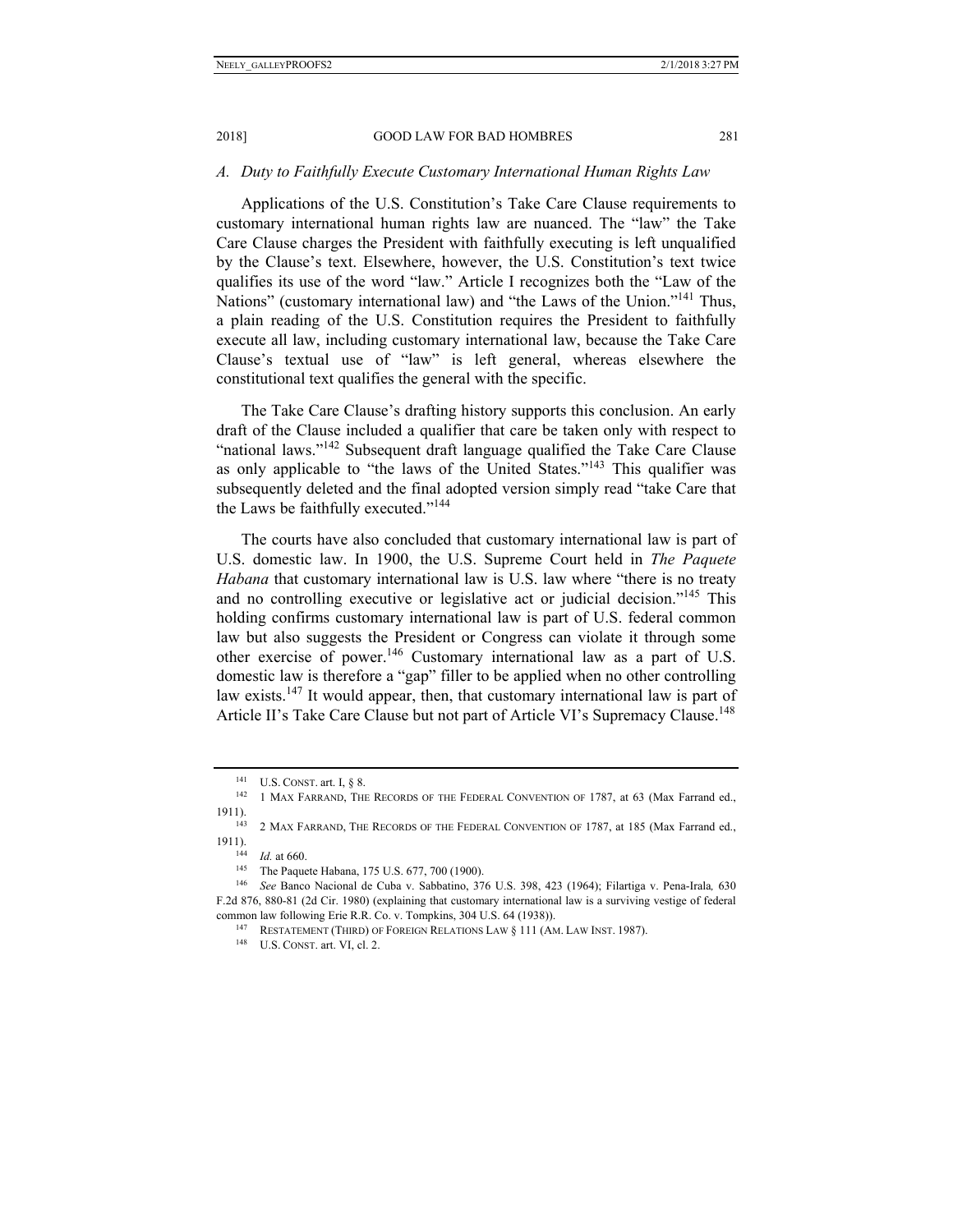### A. *Duty to Faithfully Execute Customary International Human Rights Law*

Applications of the U.S. Constitution's Take Care Clause requirements to customary international human rights law are nuanced. The "law" the Take Care Clause charges the President with faithfully executing is left unqualified by the Clause's text. Elsewhere, however, the U.S. Constitution's text twice qualifies its use of the word "law." Article I recognizes both the "Law of the Nations" (customary international law) and "the Laws of the Union."[141] Thus, a plain reading of the U.S. Constitution requires the President to faithfully execute all law, including customary international law, because the Take Care Clause's textual use of "law" is left general, whereas elsewhere the constitutional text qualifies the general with the specific.

The Take Care Clause's drafting history supports this conclusion. An early draft of the Clause included a qualifier that care be taken only with respect to "national laws."[142] Subsequent draft language qualified the Take Care Clause as only applicable to "the laws of the United States."[143] This qualifier was subsequently deleted and the final adopted version simply read "take Care that the Laws be faithfully executed."[144]

The courts have also concluded that customary international law is part of U.S. domestic law. In 1900, the U.S. Supreme Court held in *The Paquete Habana* that customary international law is U.S. law where "there is no treaty and no controlling executive or legislative act or judicial decision."[145] This holding confirms customary international law is part of U.S. federal common law but also suggests the President or Congress can violate it through some other exercise of power.[146] Customary international law as a part of U.S. domestic law is therefore a "gap" filler to be applied when no other controlling law exists.[147] It would appear, then, that customary international law is part of Article II's Take Care Clause but not part of Article VI's Supremacy Clause.[148]

---

[141] U.S. CONST. art. I, § 8.

[142] 1 MAX FARRAND, THE RECORDS OF THE FEDERAL CONVENTION OF 1787, at 63 (Max Farrand ed., 1911).

[143] 2 MAX FARRAND, THE RECORDS OF THE FEDERAL CONVENTION OF 1787, at 185 (Max Farrand ed., 1911).

[144] *Id.* at 660.

[145] The Paquete Habana, 175 U.S. 677, 700 (1900).

[146] *See* Banco Nacional de Cuba v. Sabbatino, 376 U.S. 398, 423 (1964); Filartiga v. Pena-Irala, 630 F.2d 876, 880-81 (2d Cir. 1980) (explaining that customary international law is a surviving vestige of federal common law following Erie R.R. Co. v. Tompkins, 304 U.S. 64 (1938)).

[147] RESTATEMENT (THIRD) OF FOREIGN RELATIONS LAW § 111 (AM. LAW INST. 1987).

[148] U.S. CONST. art. VI, cl. 2.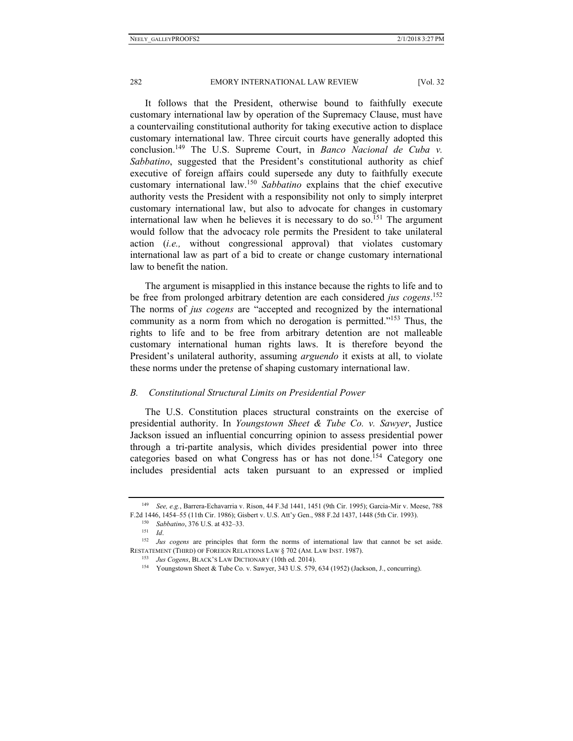It follows that the President, otherwise bound to faithfully execute customary international law by operation of the Supremacy Clause, must have a countervailing constitutional authority for taking executive action to displace customary international law. Three circuit courts have generally adopted this conclusion.[149] The U.S. Supreme Court, in *Banco Nacional de Cuba v. Sabbatino*, suggested that the President's constitutional authority as chief executive of foreign affairs could supersede any duty to faithfully execute customary international law.[150] *Sabbatino* explains that the chief executive authority vests the President with a responsibility not only to simply interpret customary international law, but also to advocate for changes in customary international law when he believes it is necessary to do so.[151] The argument would follow that the advocacy role permits the President to take unilateral action (*i.e.,* without congressional approval) that violates customary international law as part of a bid to create or change customary international law to benefit the nation.

The argument is misapplied in this instance because the rights to life and to be free from prolonged arbitrary detention are each considered *jus cogens*.[152] The norms of *jus cogens* are "accepted and recognized by the international community as a norm from which no derogation is permitted."[153] Thus, the rights to life and to be free from arbitrary detention are not malleable customary international human rights laws. It is therefore beyond the President's unilateral authority, assuming *arguendo* it exists at all, to violate these norms under the pretense of shaping customary international law.

### *B. Constitutional Structural Limits on Presidential Power*

The U.S. Constitution places structural constraints on the exercise of presidential authority. In *Youngstown Sheet & Tube Co. v. Sawyer*, Justice Jackson issued an influential concurring opinion to assess presidential power through a tri-partite analysis, which divides presidential power into three categories based on what Congress has or has not done.[154] Category one includes presidential acts taken pursuant to an expressed or implied

---

[149] *See, e.g.*, Barrera-Echavarria v. Rison, 44 F.3d 1441, 1451 (9th Cir. 1995); Garcia-Mir v. Meese, 788 F.2d 1446, 1454–55 (11th Cir. 1986); Gisbert v. U.S. Att'y Gen., 988 F.2d 1437, 1448 (5th Cir. 1993).

[150] *Sabbatino*, 376 U.S. at 432–33.

[151] *Id*.

[152] *Jus cogens* are principles that form the norms of international law that cannot be set aside. RESTATEMENT (THIRD) OF FOREIGN RELATIONS LAW § 702 (AM. LAW INST. 1987).

[153] *Jus Cogens*, BLACK'S LAW DICTIONARY (10th ed. 2014).

[154] Youngstown Sheet & Tube Co. v. Sawyer, 343 U.S. 579, 634 (1952) (Jackson, J., concurring).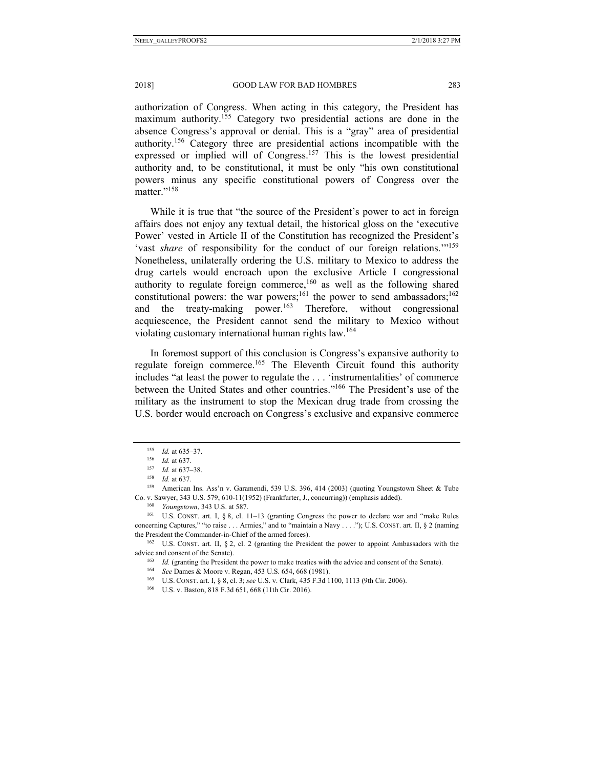authorization of Congress. When acting in this category, the President has maximum authority.[155] Category two presidential actions are done in the absence Congress's approval or denial. This is a "gray" area of presidential authority.[156] Category three are presidential actions incompatible with the expressed or implied will of Congress.[157] This is the lowest presidential authority and, to be constitutional, it must be only "his own constitutional powers minus any specific constitutional powers of Congress over the matter."[158]

While it is true that "the source of the President's power to act in foreign affairs does not enjoy any textual detail, the historical gloss on the 'executive Power' vested in Article II of the Constitution has recognized the President's 'vast *share* of responsibility for the conduct of our foreign relations.'"[159] Nonetheless, unilaterally ordering the U.S. military to Mexico to address the drug cartels would encroach upon the exclusive Article I congressional authority to regulate foreign commerce,[160] as well as the following shared constitutional powers: the war powers;[161] the power to send ambassadors;[162] and the treaty-making power.[163] Therefore, without congressional acquiescence, the President cannot send the military to Mexico without violating customary international human rights law.[164]

In foremost support of this conclusion is Congress's expansive authority to regulate foreign commerce.[165] The Eleventh Circuit found this authority includes "at least the power to regulate the . . . 'instrumentalities' of commerce between the United States and other countries."[166] The President's use of the military as the instrument to stop the Mexican drug trade from crossing the U.S. border would encroach on Congress's exclusive and expansive commerce

---

[155] *Id.* at 635–37.

[156] *Id.* at 637.

[157] *Id.* at 637–38.

[158] *Id.* at 637.

[159] American Ins. Ass'n v. Garamendi, 539 U.S. 396, 414 (2003) (quoting Youngstown Sheet & Tube Co. v. Sawyer, 343 U.S. 579, 610-11(1952) (Frankfurter, J., concurring)) (emphasis added).

[160] *Youngstown*, 343 U.S. at 587.

[161] U.S. CONST. art. I, § 8, cl. 11–13 (granting Congress the power to declare war and "make Rules concerning Captures," "to raise . . . Armies," and to "maintain a Navy . . . ."); U.S. CONST. art. II, § 2 (naming the President the Commander-in-Chief of the armed forces).

[162] U.S. CONST. art. II, § 2, cl. 2 (granting the President the power to appoint Ambassadors with the advice and consent of the Senate).

[163] *Id.* (granting the President the power to make treaties with the advice and consent of the Senate).

[164] *See* Dames & Moore v. Regan, 453 U.S. 654, 668 (1981).

[165] U.S. CONST. art. I, § 8, cl. 3; *see* U.S. v. Clark, 435 F.3d 1100, 1113 (9th Cir. 2006).

[166] U.S. v. Baston, 818 F.3d 651, 668 (11th Cir. 2016).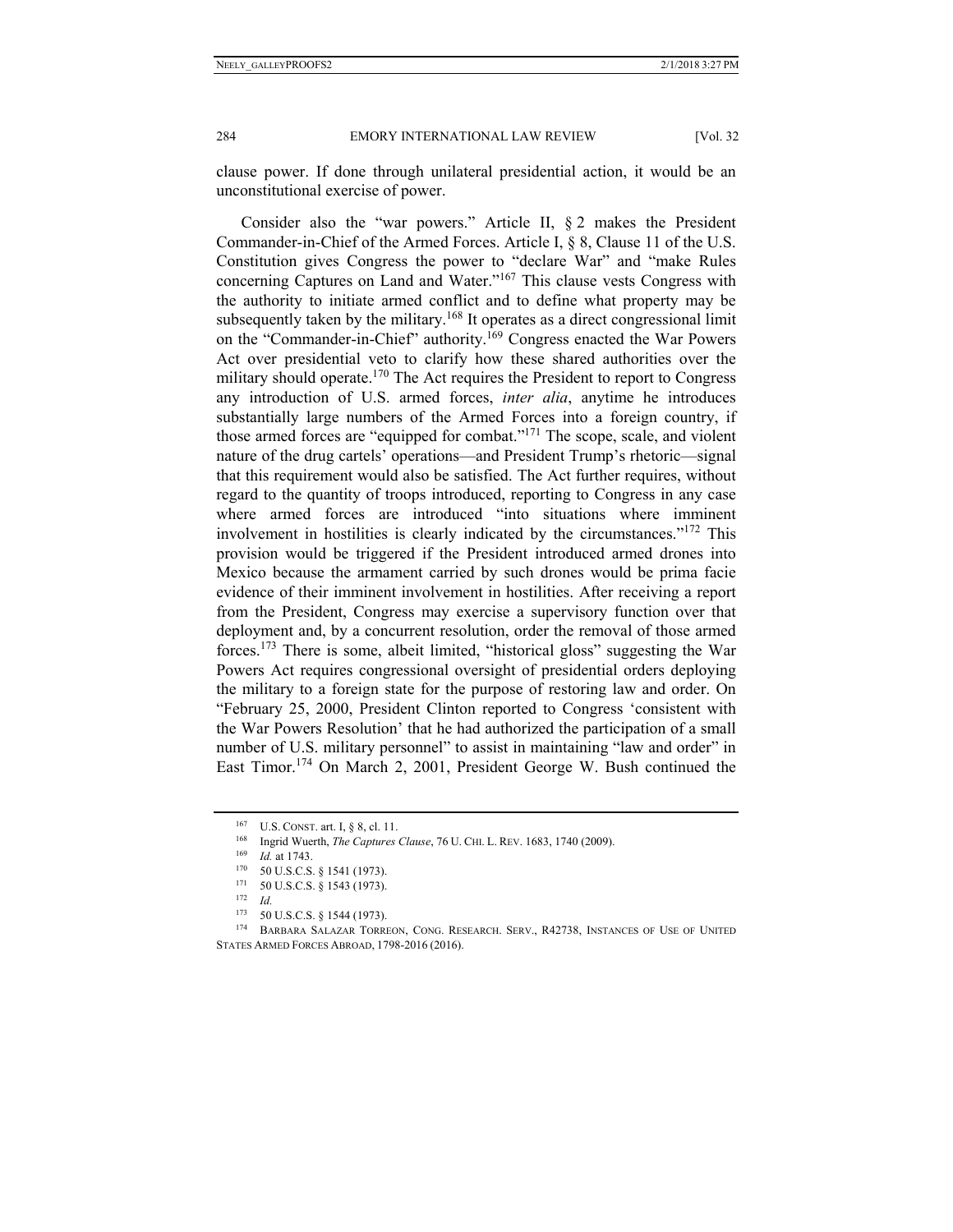clause power. If done through unilateral presidential action, it would be an unconstitutional exercise of power.

Consider also the "war powers." Article II, § 2 makes the President Commander-in-Chief of the Armed Forces. Article I, § 8, Clause 11 of the U.S. Constitution gives Congress the power to "declare War" and "make Rules concerning Captures on Land and Water."[167] This clause vests Congress with the authority to initiate armed conflict and to define what property may be subsequently taken by the military.[168] It operates as a direct congressional limit on the "Commander-in-Chief" authority.[169] Congress enacted the War Powers Act over presidential veto to clarify how these shared authorities over the military should operate.[170] The Act requires the President to report to Congress any introduction of U.S. armed forces, *inter alia*, anytime he introduces substantially large numbers of the Armed Forces into a foreign country, if those armed forces are "equipped for combat."[171] The scope, scale, and violent nature of the drug cartels' operations—and President Trump's rhetoric—signal that this requirement would also be satisfied. The Act further requires, without regard to the quantity of troops introduced, reporting to Congress in any case where armed forces are introduced "into situations where imminent involvement in hostilities is clearly indicated by the circumstances."[172] This provision would be triggered if the President introduced armed drones into Mexico because the armament carried by such drones would be prima facie evidence of their imminent involvement in hostilities. After receiving a report from the President, Congress may exercise a supervisory function over that deployment and, by a concurrent resolution, order the removal of those armed forces.[173] There is some, albeit limited, "historical gloss" suggesting the War Powers Act requires congressional oversight of presidential orders deploying the military to a foreign state for the purpose of restoring law and order. On "February 25, 2000, President Clinton reported to Congress 'consistent with the War Powers Resolution' that he had authorized the participation of a small number of U.S. military personnel" to assist in maintaining "law and order" in East Timor.[174] On March 2, 2001, President George W. Bush continued the

---

[167] U.S. CONST. art. I, § 8, cl. 11.

[168] Ingrid Wuerth, *The Captures Clause*, 76 U. CHI. L. REV. 1683, 1740 (2009).

[169] *Id.* at 1743.

[170] 50 U.S.C.S. § 1541 (1973).

[171] 50 U.S.C.S. § 1543 (1973).

[172] *Id.*

[173] 50 U.S.C.S. § 1544 (1973).

[174] BARBARA SALAZAR TORREON, CONG. RESEARCH. SERV., R42738, INSTANCES OF USE OF UNITED STATES ARMED FORCES ABROAD, 1798-2016 (2016).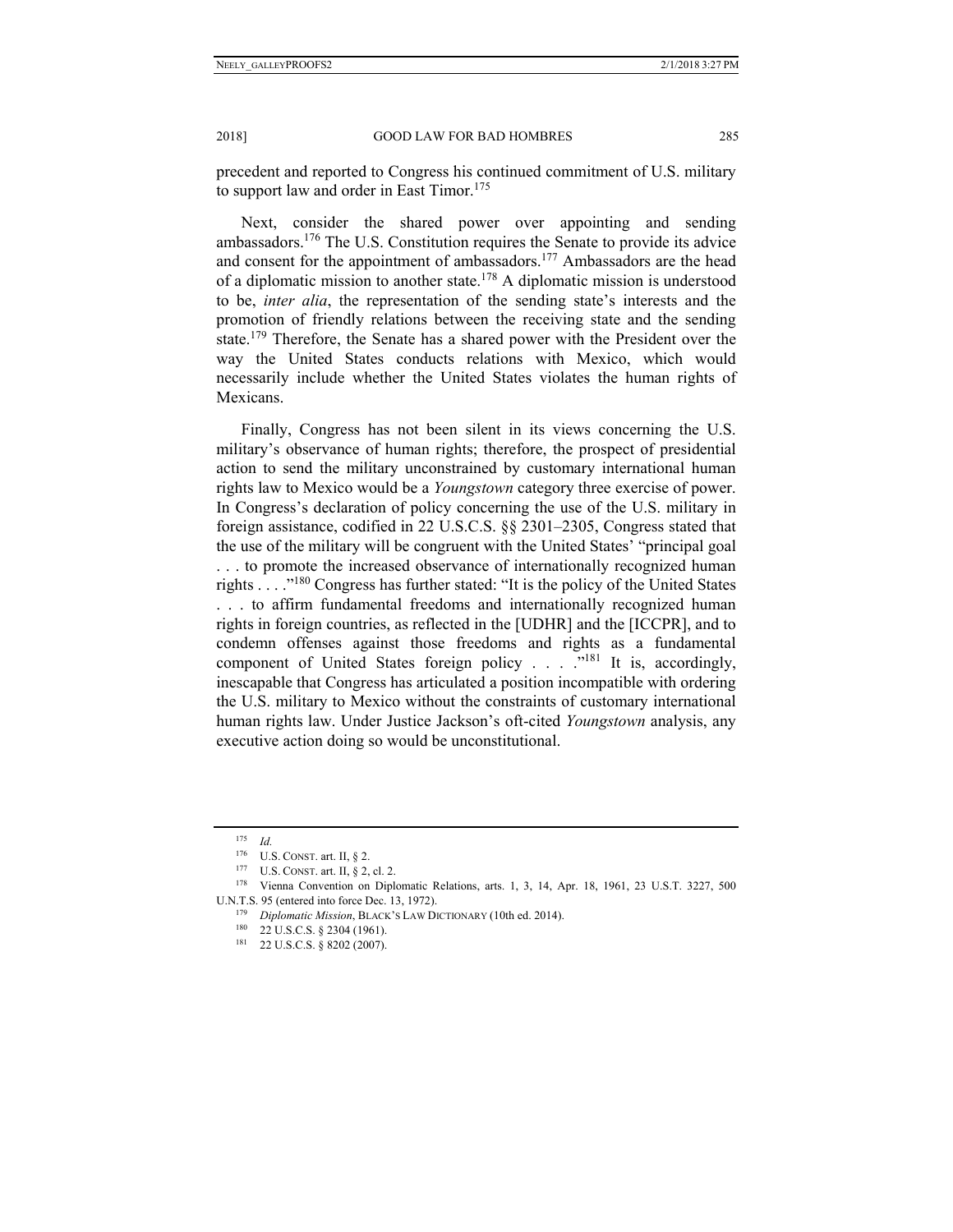precedent and reported to Congress his continued commitment of U.S. military to support law and order in East Timor.[175]

Next, consider the shared power over appointing and sending ambassadors.[176] The U.S. Constitution requires the Senate to provide its advice and consent for the appointment of ambassadors.[177] Ambassadors are the head of a diplomatic mission to another state.[178] A diplomatic mission is understood to be, *inter alia*, the representation of the sending state's interests and the promotion of friendly relations between the receiving state and the sending state.[179] Therefore, the Senate has a shared power with the President over the way the United States conducts relations with Mexico, which would necessarily include whether the United States violates the human rights of Mexicans.

Finally, Congress has not been silent in its views concerning the U.S. military's observance of human rights; therefore, the prospect of presidential action to send the military unconstrained by customary international human rights law to Mexico would be a *Youngstown* category three exercise of power. In Congress's declaration of policy concerning the use of the U.S. military in foreign assistance, codified in 22 U.S.C.S. §§ 2301–2305, Congress stated that the use of the military will be congruent with the United States' "principal goal . . . to promote the increased observance of internationally recognized human rights . . . ."[180] Congress has further stated: "It is the policy of the United States . . . to affirm fundamental freedoms and internationally recognized human rights in foreign countries, as reflected in the [UDHR] and the [ICCPR], and to condemn offenses against those freedoms and rights as a fundamental component of United States foreign policy . . . ."[181] It is, accordingly, inescapable that Congress has articulated a position incompatible with ordering the U.S. military to Mexico without the constraints of customary international human rights law. Under Justice Jackson's oft-cited *Youngstown* analysis, any executive action doing so would be unconstitutional.

---

[175] *Id.*

[176] U.S. CONST. art. II, § 2.

[177] U.S. CONST. art. II, § 2, cl. 2.

[178] Vienna Convention on Diplomatic Relations, arts. 1, 3, 14, Apr. 18, 1961, 23 U.S.T. 3227, 500 U.N.T.S. 95 (entered into force Dec. 13, 1972).

[179] *Diplomatic Mission*, BLACK'S LAW DICTIONARY (10th ed. 2014).

[180] 22 U.S.C.S. § 2304 (1961).

[181] 22 U.S.C.S. § 8202 (2007).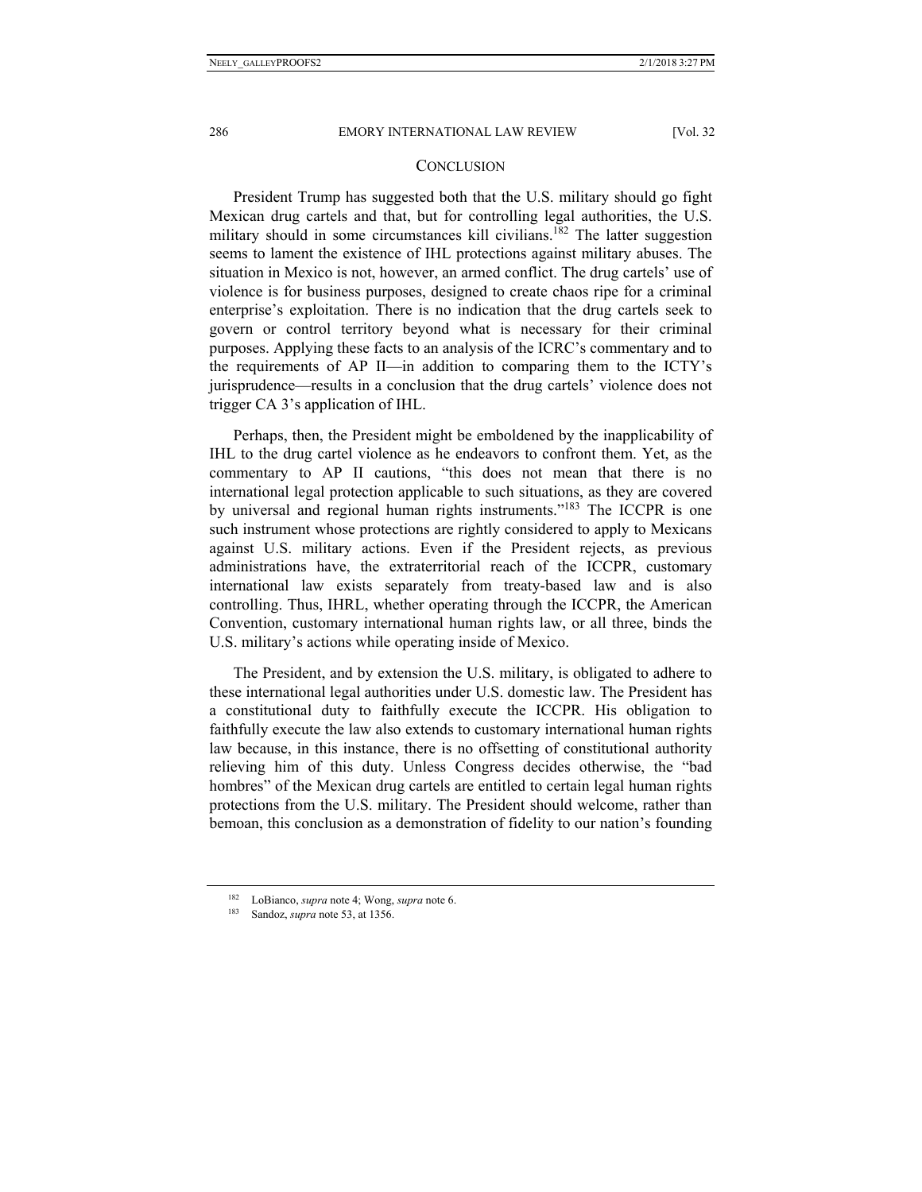## CONCLUSION

President Trump has suggested both that the U.S. military should go fight Mexican drug cartels and that, but for controlling legal authorities, the U.S. military should in some circumstances kill civilians.[182] The latter suggestion seems to lament the existence of IHL protections against military abuses. The situation in Mexico is not, however, an armed conflict. The drug cartels' use of violence is for business purposes, designed to create chaos ripe for a criminal enterprise's exploitation. There is no indication that the drug cartels seek to govern or control territory beyond what is necessary for their criminal purposes. Applying these facts to an analysis of the ICRC's commentary and to the requirements of AP II—in addition to comparing them to the ICTY's jurisprudence—results in a conclusion that the drug cartels' violence does not trigger CA 3's application of IHL.

Perhaps, then, the President might be emboldened by the inapplicability of IHL to the drug cartel violence as he endeavors to confront them. Yet, as the commentary to AP II cautions, "this does not mean that there is no international legal protection applicable to such situations, as they are covered by universal and regional human rights instruments."[183] The ICCPR is one such instrument whose protections are rightly considered to apply to Mexicans against U.S. military actions. Even if the President rejects, as previous administrations have, the extraterritorial reach of the ICCPR, customary international law exists separately from treaty-based law and is also controlling. Thus, IHRL, whether operating through the ICCPR, the American Convention, customary international human rights law, or all three, binds the U.S. military's actions while operating inside of Mexico.

The President, and by extension the U.S. military, is obligated to adhere to these international legal authorities under U.S. domestic law. The President has a constitutional duty to faithfully execute the ICCPR. His obligation to faithfully execute the law also extends to customary international human rights law because, in this instance, there is no offsetting of constitutional authority relieving him of this duty. Unless Congress decides otherwise, the "bad hombres" of the Mexican drug cartels are entitled to certain legal human rights protections from the U.S. military. The President should welcome, rather than bemoan, this conclusion as a demonstration of fidelity to our nation's founding

---

[182] LoBianco, *supra* note 4; Wong, *supra* note 6.

[183] Sandoz, *supra* note 53, at 1356.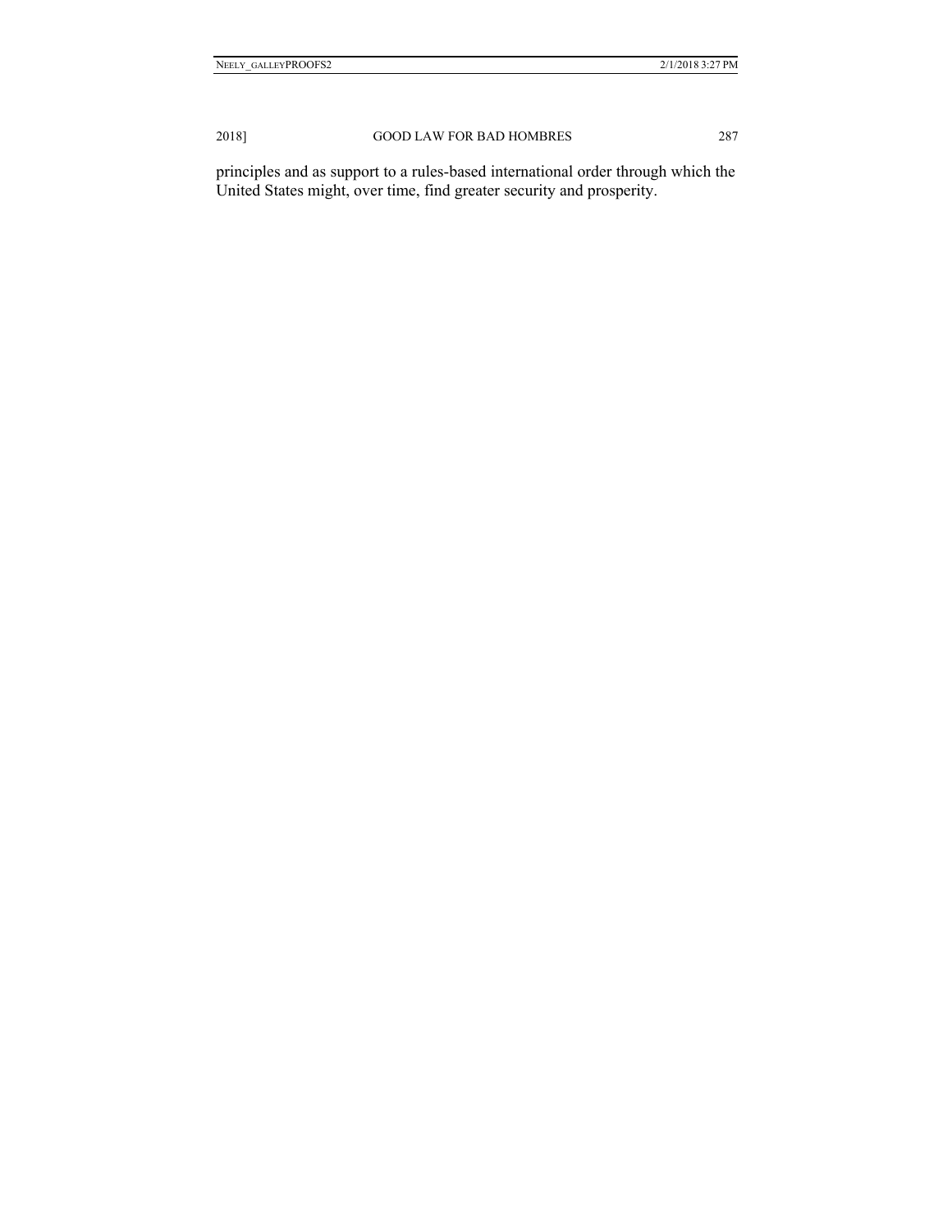principles and as support to a rules-based international order through which the United States might, over time, find greater security and prosperity.